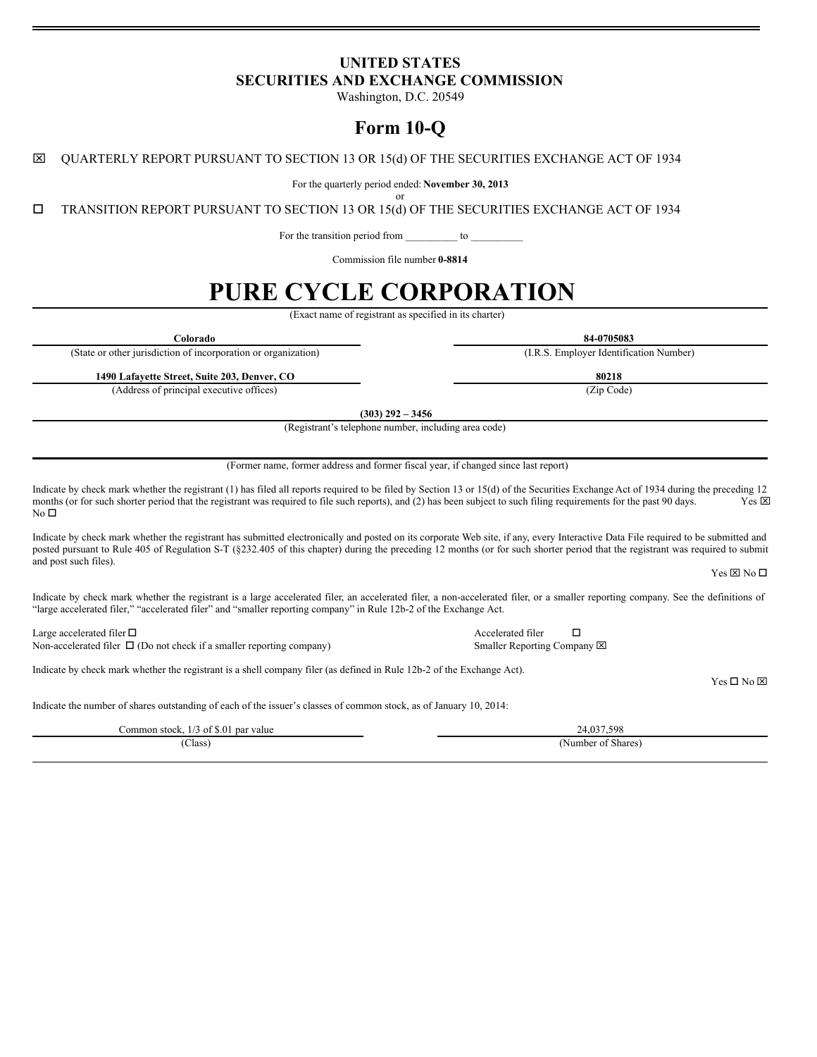# UNITED STATES
# SECURITIES AND EXCHANGE COMMISSION

Washington, D.C. 20549

## Form 10-Q

☒ QUARTERLY REPORT PURSUANT TO SECTION 13 OR 15(d) OF THE SECURITIES EXCHANGE ACT OF 1934

For the quarterly period ended: **November 30, 2013**

or

☐ TRANSITION REPORT PURSUANT TO SECTION 13 OR 15(d) OF THE SECURITIES EXCHANGE ACT OF 1934

For the transition period from __________ to __________

Commission file number **0-8814**

# PURE CYCLE CORPORATION

(Exact name of registrant as specified in its charter)

| **Colorado** | **84-0705083** |
|---|---|
| (State or other jurisdiction of incorporation or organization) | (I.R.S. Employer Identification Number) |
| **1490 Lafayette Street, Suite 203, Denver, CO** | **80218** |
| (Address of principal executive offices) | (Zip Code) |

**(303) 292 – 3456**

(Registrant's telephone number, including area code)

(Former name, former address and former fiscal year, if changed since last report)

Indicate by check mark whether the registrant (1) has filed all reports required to be filed by Section 13 or 15(d) of the Securities Exchange Act of 1934 during the preceding 12 months (or for such shorter period that the registrant was required to file such reports), and (2) has been subject to such filing requirements for the past 90 days. Yes ☒ No ☐

Indicate by check mark whether the registrant has submitted electronically and posted on its corporate Web site, if any, every Interactive Data File required to be submitted and posted pursuant to Rule 405 of Regulation S-T (§232.405 of this chapter) during the preceding 12 months (or for such shorter period that the registrant was required to submit and post such files).

Yes ☒ No ☐

Indicate by check mark whether the registrant is a large accelerated filer, an accelerated filer, a non-accelerated filer, or a smaller reporting company. See the definitions of "large accelerated filer," "accelerated filer" and "smaller reporting company" in Rule 12b-2 of the Exchange Act.

| | |
|---|---|
| Large accelerated filer ☐ | Accelerated filer ☐ |
| Non-accelerated filer ☐ (Do not check if a smaller reporting company) | Smaller Reporting Company ☒ |

Indicate by check mark whether the registrant is a shell company filer (as defined in Rule 12b-2 of the Exchange Act).

Yes ☐ No ☒

Indicate the number of shares outstanding of each of the issuer's classes of common stock, as of January 10, 2014:

| Common stock, 1/3 of $.01 par value | 24,037,598 |
|---|---|
| (Class) | (Number of Shares) |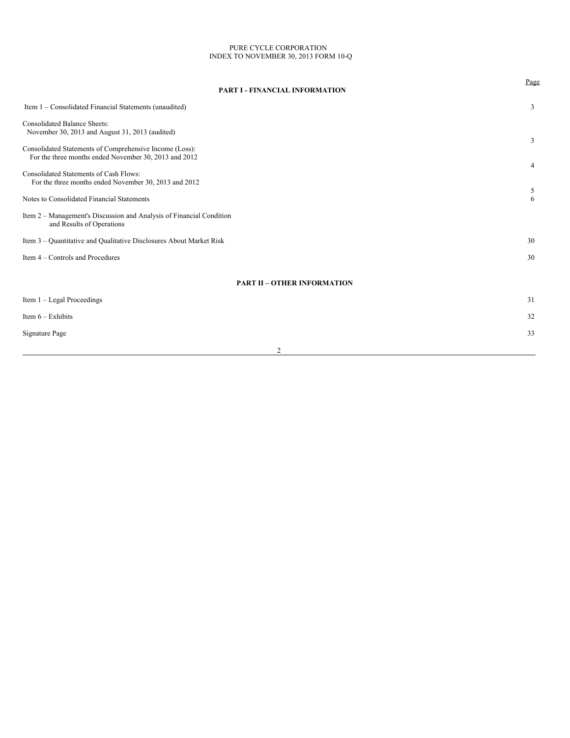PURE CYCLE CORPORATION
INDEX TO NOVEMBER 30, 2013 FORM 10-Q

| | Page |
|---|---|
| **PART I - FINANCIAL INFORMATION** | |
| Item 1 – Consolidated Financial Statements (unaudited) | 3 |
| Consolidated Balance Sheets: November 30, 2013 and August 31, 2013 (audited) | 3 |
| Consolidated Statements of Comprehensive Income (Loss): For the three months ended November 30, 2013 and 2012 | 4 |
| Consolidated Statements of Cash Flows: For the three months ended November 30, 2013 and 2012 | 5 |
| Notes to Consolidated Financial Statements | 6 |
| Item 2 – Management's Discussion and Analysis of Financial Condition and Results of Operations | |
| Item 3 – Quantitative and Qualitative Disclosures About Market Risk | 30 |
| Item 4 – Controls and Procedures | 30 |
| **PART II – OTHER INFORMATION** | |
| Item 1 – Legal Proceedings | 31 |
| Item 6 – Exhibits | 32 |
| Signature Page | 33 |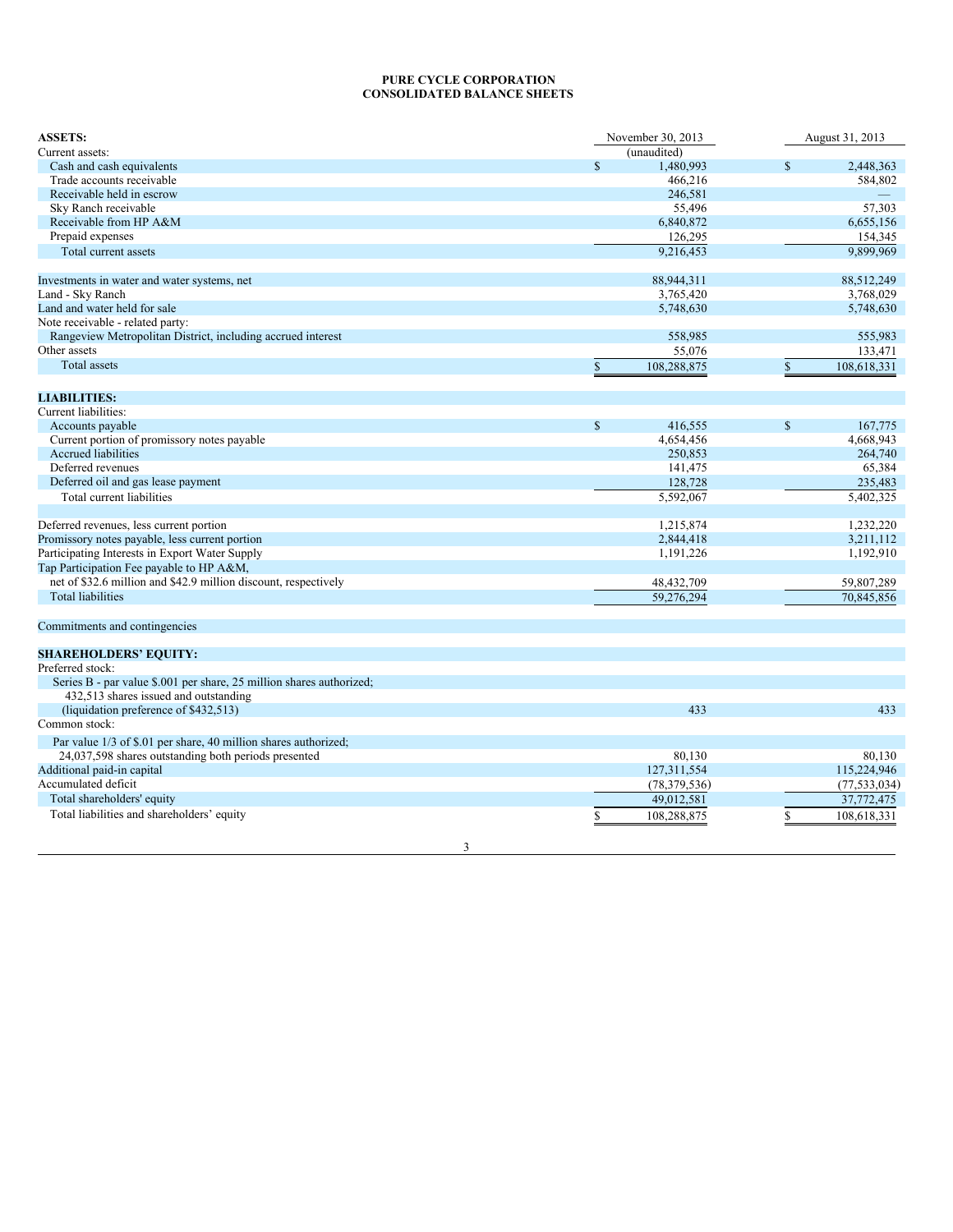# PURE CYCLE CORPORATION
## CONSOLIDATED BALANCE SHEETS

| ASSETS: | November 30, 2013 | August 31, 2013 |
|---|---|---|
| Current assets: | (unaudited) | |
| Cash and cash equivalents | $ 1,480,993 | $ 2,448,363 |
| Trade accounts receivable | 466,216 | 584,802 |
| Receivable held in escrow | 246,581 | — |
| Sky Ranch receivable | 55,496 | 57,303 |
| Receivable from HP A&M | 6,840,872 | 6,655,156 |
| Prepaid expenses | 126,295 | 154,345 |
| Total current assets | 9,216,453 | 9,899,969 |
| | | |
| Investments in water and water systems, net | 88,944,311 | 88,512,249 |
| Land - Sky Ranch | 3,765,420 | 3,768,029 |
| Land and water held for sale | 5,748,630 | 5,748,630 |
| Note receivable - related party: | | |
| Rangeview Metropolitan District, including accrued interest | 558,985 | 555,983 |
| Other assets | 55,076 | 133,471 |
| Total assets | $ 108,288,875 | $ 108,618,331 |
| | | |
| **LIABILITIES:** | | |
| Current liabilities: | | |
| Accounts payable | $ 416,555 | $ 167,775 |
| Current portion of promissory notes payable | 4,654,456 | 4,668,943 |
| Accrued liabilities | 250,853 | 264,740 |
| Deferred revenues | 141,475 | 65,384 |
| Deferred oil and gas lease payment | 128,728 | 235,483 |
| Total current liabilities | 5,592,067 | 5,402,325 |
| | | |
| Deferred revenues, less current portion | 1,215,874 | 1,232,220 |
| Promissory notes payable, less current portion | 2,844,418 | 3,211,112 |
| Participating Interests in Export Water Supply | 1,191,226 | 1,192,910 |
| Tap Participation Fee payable to HP A&M, net of $32.6 million and $42.9 million discount, respectively | 48,432,709 | 59,807,289 |
| Total liabilities | 59,276,294 | 70,845,856 |
| | | |
| Commitments and contingencies | | |
| | | |
| **SHAREHOLDERS' EQUITY:** | | |
| Preferred stock: | | |
| Series B - par value $.001 per share, 25 million shares authorized; 432,513 shares issued and outstanding (liquidation preference of $432,513) | 433 | 433 |
| Common stock: | | |
| Par value 1/3 of $.01 per share, 40 million shares authorized; 24,037,598 shares outstanding both periods presented | 80,130 | 80,130 |
| Additional paid-in capital | 127,311,554 | 115,224,946 |
| Accumulated deficit | (78,379,536) | (77,533,034) |
| Total shareholders' equity | 49,012,581 | 37,772,475 |
| Total liabilities and shareholders' equity | $ 108,288,875 | $ 108,618,331 |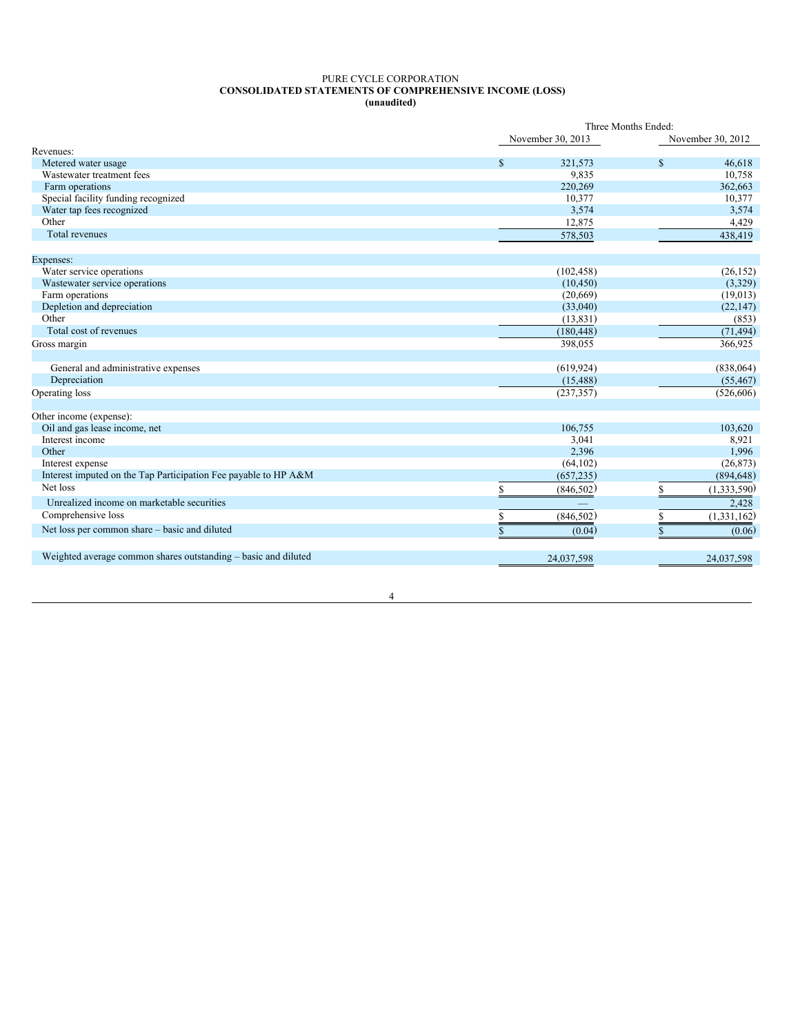PURE CYCLE CORPORATION

**CONSOLIDATED STATEMENTS OF COMPREHENSIVE INCOME (LOSS)**

**(unaudited)**

| | Three Months Ended: | |
|---|---|---|
| | November 30, 2013 | November 30, 2012 |
| Revenues: | | |
| Metered water usage | $ 321,573 | $ 46,618 |
| Wastewater treatment fees | 9,835 | 10,758 |
| Farm operations | 220,269 | 362,663 |
| Special facility funding recognized | 10,377 | 10,377 |
| Water tap fees recognized | 3,574 | 3,574 |
| Other | 12,875 | 4,429 |
| Total revenues | 578,503 | 438,419 |
| Expenses: | | |
| Water service operations | (102,458) | (26,152) |
| Wastewater service operations | (10,450) | (3,329) |
| Farm operations | (20,669) | (19,013) |
| Depletion and depreciation | (33,040) | (22,147) |
| Other | (13,831) | (853) |
| Total cost of revenues | (180,448) | (71,494) |
| Gross margin | 398,055 | 366,925 |
| General and administrative expenses | (619,924) | (838,064) |
| Depreciation | (15,488) | (55,467) |
| Operating loss | (237,357) | (526,606) |
| Other income (expense): | | |
| Oil and gas lease income, net | 106,755 | 103,620 |
| Interest income | 3,041 | 8,921 |
| Other | 2,396 | 1,996 |
| Interest expense | (64,102) | (26,873) |
| Interest imputed on the Tap Participation Fee payable to HP A&M | (657,235) | (894,648) |
| Net loss | $ (846,502) | $ (1,333,590) |
| Unrealized income on marketable securities | — | 2,428 |
| Comprehensive loss | $ (846,502) | $ (1,331,162) |
| Net loss per common share – basic and diluted | $ (0.04) | $ (0.06) |
| Weighted average common shares outstanding – basic and diluted | 24,037,598 | 24,037,598 |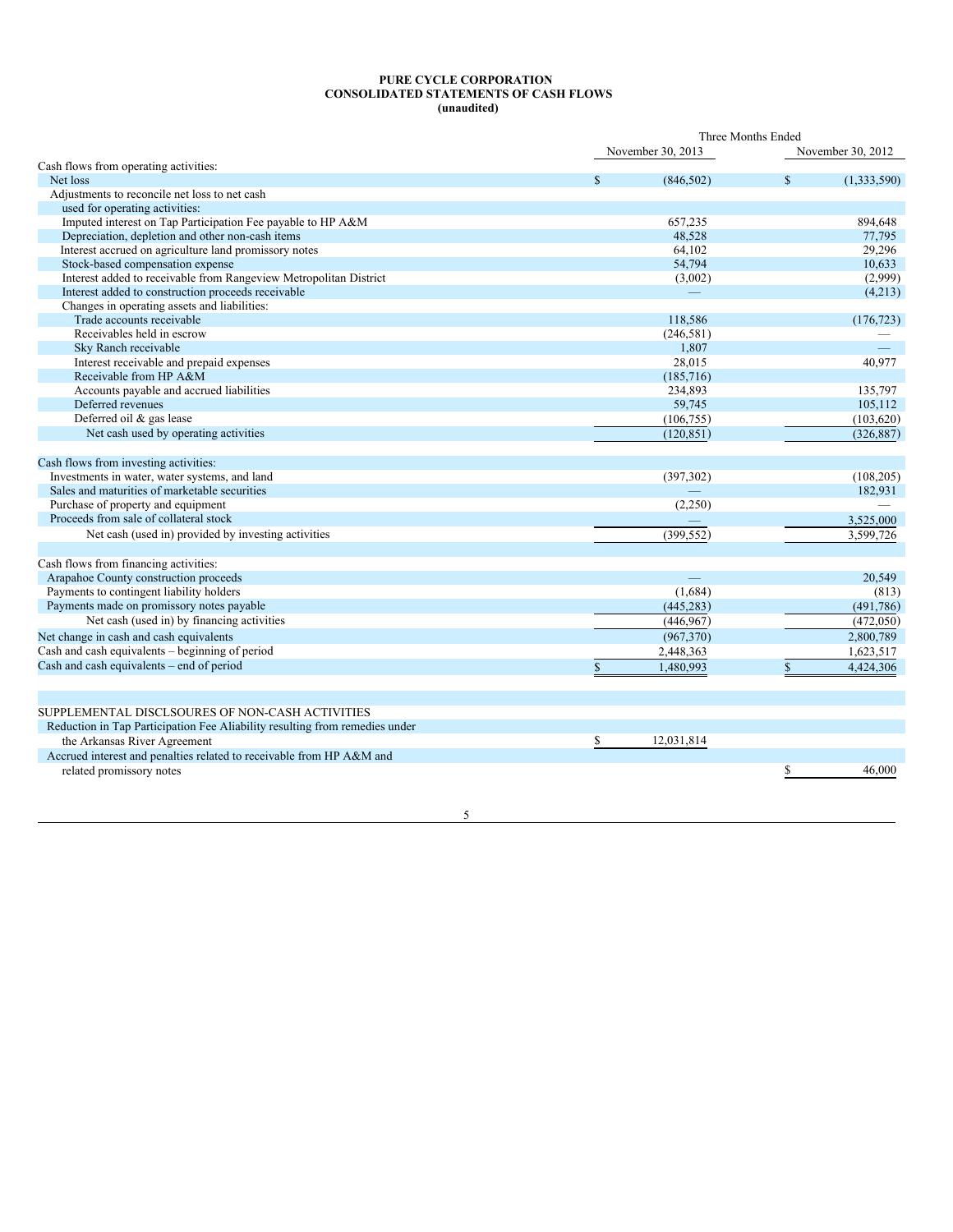**PURE CYCLE CORPORATION**
**CONSOLIDATED STATEMENTS OF CASH FLOWS**
**(unaudited)**

| | Three Months Ended | |
|---|---|---|
| | November 30, 2013 | November 30, 2012 |
| Cash flows from operating activities: | | |
| Net loss | $ (846,502) | $ (1,333,590) |
| Adjustments to reconcile net loss to net cash used for operating activities: | | |
| Imputed interest on Tap Participation Fee payable to HP A&M | 657,235 | 894,648 |
| Depreciation, depletion and other non-cash items | 48,528 | 77,795 |
| Interest accrued on agriculture land promissory notes | 64,102 | 29,296 |
| Stock-based compensation expense | 54,794 | 10,633 |
| Interest added to receivable from Rangeview Metropolitan District | (3,002) | (2,999) |
| Interest added to construction proceeds receivable | — | (4,213) |
| Changes in operating assets and liabilities: | | |
| Trade accounts receivable | 118,586 | (176,723) |
| Receivables held in escrow | (246,581) | — |
| Sky Ranch receivable | 1,807 | — |
| Interest receivable and prepaid expenses | 28,015 | 40,977 |
| Receivable from HP A&M | (185,716) | |
| Accounts payable and accrued liabilities | 234,893 | 135,797 |
| Deferred revenues | 59,745 | 105,112 |
| Deferred oil & gas lease | (106,755) | (103,620) |
| Net cash used by operating activities | (120,851) | (326,887) |
| | | |
| Cash flows from investing activities: | | |
| Investments in water, water systems, and land | (397,302) | (108,205) |
| Sales and maturities of marketable securities | — | 182,931 |
| Purchase of property and equipment | (2,250) | — |
| Proceeds from sale of collateral stock | — | 3,525,000 |
| Net cash (used in) provided by investing activities | (399,552) | 3,599,726 |
| | | |
| Cash flows from financing activities: | | |
| Arapahoe County construction proceeds | — | 20,549 |
| Payments to contingent liability holders | (1,684) | (813) |
| Payments made on promissory notes payable | (445,283) | (491,786) |
| Net cash (used in) by financing activities | (446,967) | (472,050) |
| Net change in cash and cash equivalents | (967,370) | 2,800,789 |
| Cash and cash equivalents – beginning of period | 2,448,363 | 1,623,517 |
| Cash and cash equivalents – end of period | $ 1,480,993 | $ 4,424,306 |
| | | |
| SUPPLEMENTAL DISCLSOURES OF NON-CASH ACTIVITIES | | |
| Reduction in Tap Participation Fee Aliability resulting from remedies under the Arkansas River Agreement | $ 12,031,814 | |
| Accrued interest and penalties related to receivable from HP A&M and related promissory notes | | $ 46,000 |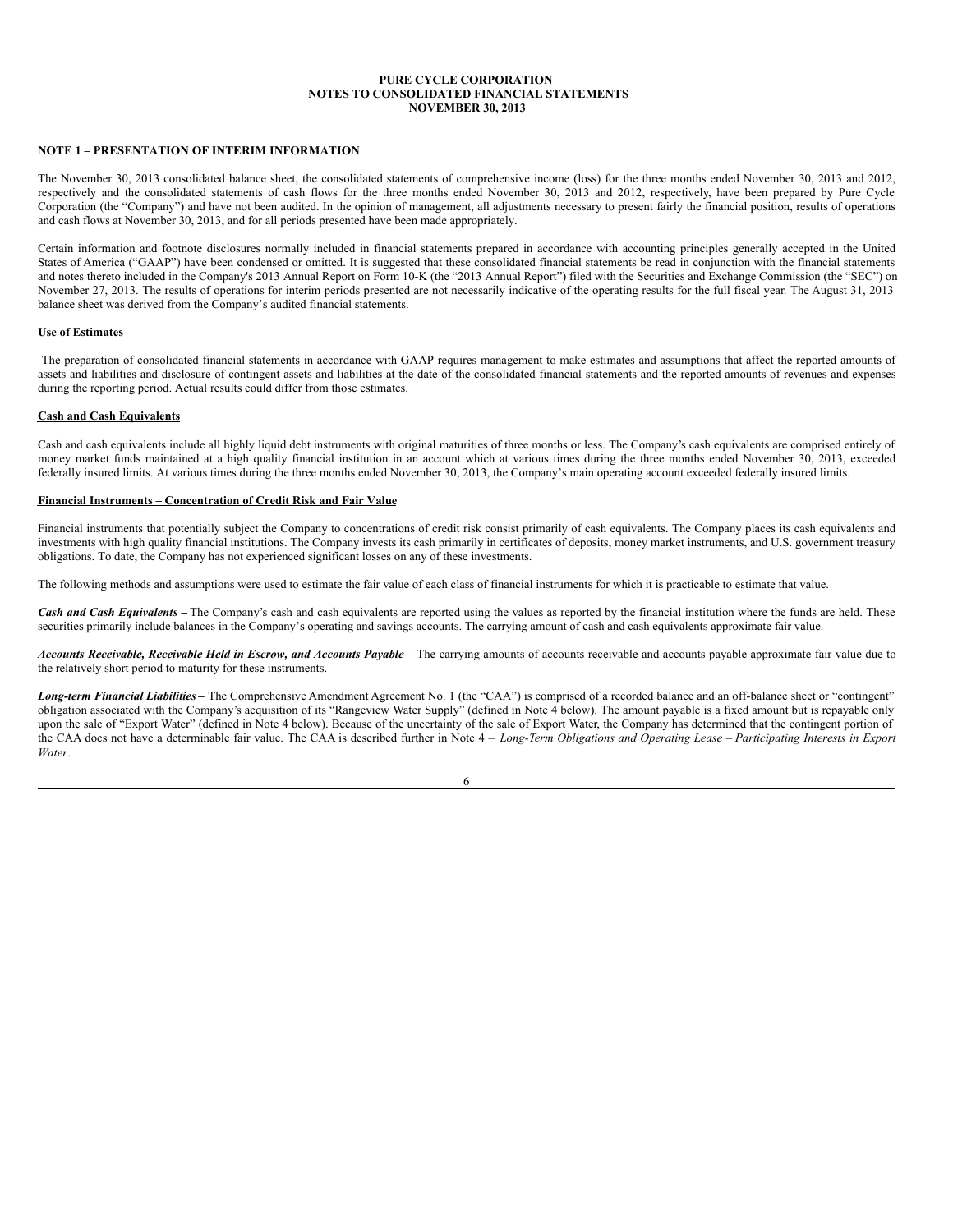**PURE CYCLE CORPORATION**
**NOTES TO CONSOLIDATED FINANCIAL STATEMENTS**
**NOVEMBER 30, 2013**

## NOTE 1 – PRESENTATION OF INTERIM INFORMATION

The November 30, 2013 consolidated balance sheet, the consolidated statements of comprehensive income (loss) for the three months ended November 30, 2013 and 2012, respectively and the consolidated statements of cash flows for the three months ended November 30, 2013 and 2012, respectively, have been prepared by Pure Cycle Corporation (the "Company") and have not been audited. In the opinion of management, all adjustments necessary to present fairly the financial position, results of operations and cash flows at November 30, 2013, and for all periods presented have been made appropriately.

Certain information and footnote disclosures normally included in financial statements prepared in accordance with accounting principles generally accepted in the United States of America ("GAAP") have been condensed or omitted. It is suggested that these consolidated financial statements be read in conjunction with the financial statements and notes thereto included in the Company's 2013 Annual Report on Form 10-K (the "2013 Annual Report") filed with the Securities and Exchange Commission (the "SEC") on November 27, 2013. The results of operations for interim periods presented are not necessarily indicative of the operating results for the full fiscal year. The August 31, 2013 balance sheet was derived from the Company's audited financial statements.

**Use of Estimates**

The preparation of consolidated financial statements in accordance with GAAP requires management to make estimates and assumptions that affect the reported amounts of assets and liabilities and disclosure of contingent assets and liabilities at the date of the consolidated financial statements and the reported amounts of revenues and expenses during the reporting period. Actual results could differ from those estimates.

**Cash and Cash Equivalents**

Cash and cash equivalents include all highly liquid debt instruments with original maturities of three months or less. The Company's cash equivalents are comprised entirely of money market funds maintained at a high quality financial institution in an account which at various times during the three months ended November 30, 2013, exceeded federally insured limits. At various times during the three months ended November 30, 2013, the Company's main operating account exceeded federally insured limits.

**Financial Instruments – Concentration of Credit Risk and Fair Value**

Financial instruments that potentially subject the Company to concentrations of credit risk consist primarily of cash equivalents. The Company places its cash equivalents and investments with high quality financial institutions. The Company invests its cash primarily in certificates of deposits, money market instruments, and U.S. government treasury obligations. To date, the Company has not experienced significant losses on any of these investments.

The following methods and assumptions were used to estimate the fair value of each class of financial instruments for which it is practicable to estimate that value.

***Cash and Cash Equivalents –*** The Company's cash and cash equivalents are reported using the values as reported by the financial institution where the funds are held. These securities primarily include balances in the Company's operating and savings accounts. The carrying amount of cash and cash equivalents approximate fair value.

***Accounts Receivable, Receivable Held in Escrow, and Accounts Payable –*** The carrying amounts of accounts receivable and accounts payable approximate fair value due to the relatively short period to maturity for these instruments.

***Long-term Financial Liabilities –*** The Comprehensive Amendment Agreement No. 1 (the "CAA") is comprised of a recorded balance and an off-balance sheet or "contingent" obligation associated with the Company's acquisition of its "Rangeview Water Supply" (defined in Note 4 below). The amount payable is a fixed amount but is repayable only upon the sale of "Export Water" (defined in Note 4 below). Because of the uncertainty of the sale of Export Water, the Company has determined that the contingent portion of the CAA does not have a determinable fair value. The CAA is described further in Note 4 – *Long-Term Obligations and Operating Lease – Participating Interests in Export Water*.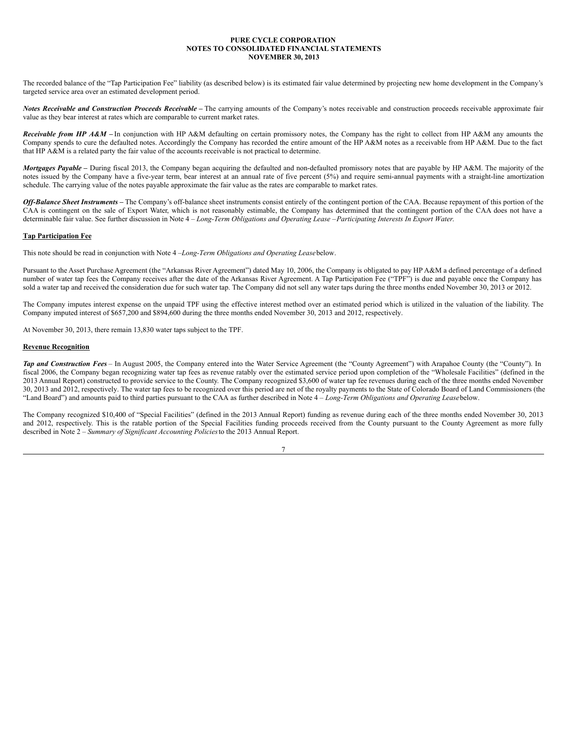The recorded balance of the "Tap Participation Fee" liability (as described below) is its estimated fair value determined by projecting new home development in the Company's targeted service area over an estimated development period.

***Notes Receivable and Construction Proceeds Receivable –*** The carrying amounts of the Company's notes receivable and construction proceeds receivable approximate fair value as they bear interest at rates which are comparable to current market rates.

***Receivable from HP A&M –*** In conjunction with HP A&M defaulting on certain promissory notes, the Company has the right to collect from HP A&M any amounts the Company spends to cure the defaulted notes. Accordingly the Company has recorded the entire amount of the HP A&M notes as a receivable from HP A&M. Due to the fact that HP A&M is a related party the fair value of the accounts receivable is not practical to determine.

***Mortgages Payable –*** During fiscal 2013, the Company began acquiring the defaulted and non-defaulted promissory notes that are payable by HP A&M. The majority of the notes issued by the Company have a five-year term, bear interest at an annual rate of five percent (5%) and require semi-annual payments with a straight-line amortization schedule. The carrying value of the notes payable approximate the fair value as the rates are comparable to market rates.

***Off-Balance Sheet Instruments –*** The Company's off-balance sheet instruments consist entirely of the contingent portion of the CAA. Because repayment of this portion of the CAA is contingent on the sale of Export Water, which is not reasonably estimable, the Company has determined that the contingent portion of the CAA does not have a determinable fair value. See further discussion in Note 4 – *Long-Term Obligations and Operating Lease –Participating Interests In Export Water*.

**Tap Participation Fee**

This note should be read in conjunction with Note 4 –*Long-Term Obligations and Operating Lease* below.

Pursuant to the Asset Purchase Agreement (the "Arkansas River Agreement") dated May 10, 2006, the Company is obligated to pay HP A&M a defined percentage of a defined number of water tap fees the Company receives after the date of the Arkansas River Agreement. A Tap Participation Fee ("TPF") is due and payable once the Company has sold a water tap and received the consideration due for such water tap. The Company did not sell any water taps during the three months ended November 30, 2013 or 2012.

The Company imputes interest expense on the unpaid TPF using the effective interest method over an estimated period which is utilized in the valuation of the liability. The Company imputed interest of $657,200 and $894,600 during the three months ended November 30, 2013 and 2012, respectively.

At November 30, 2013, there remain 13,830 water taps subject to the TPF.

**Revenue Recognition**

***Tap and Construction Fees*** – In August 2005, the Company entered into the Water Service Agreement (the "County Agreement") with Arapahoe County (the "County"). In fiscal 2006, the Company began recognizing water tap fees as revenue ratably over the estimated service period upon completion of the "Wholesale Facilities" (defined in the 2013 Annual Report) constructed to provide service to the County. The Company recognized $3,600 of water tap fee revenues during each of the three months ended November 30, 2013 and 2012, respectively. The water tap fees to be recognized over this period are net of the royalty payments to the State of Colorado Board of Land Commissioners (the "Land Board") and amounts paid to third parties pursuant to the CAA as further described in Note 4 – *Long-Term Obligations and Operating Lease* below.

The Company recognized $10,400 of "Special Facilities" (defined in the 2013 Annual Report) funding as revenue during each of the three months ended November 30, 2013 and 2012, respectively. This is the ratable portion of the Special Facilities funding proceeds received from the County pursuant to the County Agreement as more fully described in Note 2 – *Summary of Significant Accounting Policies* to the 2013 Annual Report.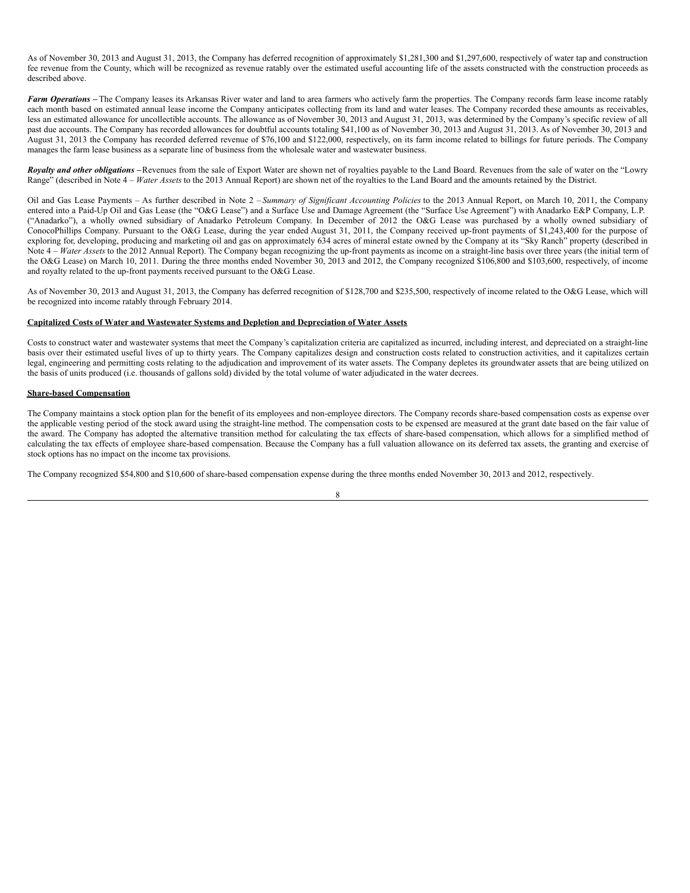As of November 30, 2013 and August 31, 2013, the Company has deferred recognition of approximately $1,281,300 and $1,297,600, respectively of water tap and construction fee revenue from the County, which will be recognized as revenue ratably over the estimated useful accounting life of the assets constructed with the construction proceeds as described above.

***Farm Operations*** **–** The Company leases its Arkansas River water and land to area farmers who actively farm the properties. The Company records farm lease income ratably each month based on estimated annual lease income the Company anticipates collecting from its land and water leases. The Company recorded these amounts as receivables, less an estimated allowance for uncollectible accounts. The allowance as of November 30, 2013 and August 31, 2013, was determined by the Company's specific review of all past due accounts. The Company has recorded allowances for doubtful accounts totaling $41,100 as of November 30, 2013 and August 31, 2013. As of November 30, 2013 and August 31, 2013 the Company has recorded deferred revenue of $76,100 and $122,000, respectively, on its farm income related to billings for future periods. The Company manages the farm lease business as a separate line of business from the wholesale water and wastewater business.

***Royalty and other obligations*** **–** Revenues from the sale of Export Water are shown net of royalties payable to the Land Board. Revenues from the sale of water on the "Lowry Range" (described in Note 4 – *Water Assets* to the 2013 Annual Report) are shown net of the royalties to the Land Board and the amounts retained by the District.

Oil and Gas Lease Payments – As further described in Note 2 – *Summary of Significant Accounting Policies* to the 2013 Annual Report, on March 10, 2011, the Company entered into a Paid-Up Oil and Gas Lease (the "O&G Lease") and a Surface Use and Damage Agreement (the "Surface Use Agreement") with Anadarko E&P Company, L.P. ("Anadarko"), a wholly owned subsidiary of Anadarko Petroleum Company. In December of 2012 the O&G Lease was purchased by a wholly owned subsidiary of ConocoPhillips Company. Pursuant to the O&G Lease, during the year ended August 31, 2011, the Company received up-front payments of $1,243,400 for the purpose of exploring for, developing, producing and marketing oil and gas on approximately 634 acres of mineral estate owned by the Company at its "Sky Ranch" property (described in Note 4 – *Water Assets* to the 2012 Annual Report). The Company began recognizing the up-front payments as income on a straight-line basis over three years (the initial term of the O&G Lease) on March 10, 2011. During the three months ended November 30, 2013 and 2012, the Company recognized $106,800 and $103,600, respectively, of income and royalty related to the up-front payments received pursuant to the O&G Lease.

As of November 30, 2013 and August 31, 2013, the Company has deferred recognition of $128,700 and $235,500, respectively of income related to the O&G Lease, which will be recognized into income ratably through February 2014.

**Capitalized Costs of Water and Wastewater Systems and Depletion and Depreciation of Water Assets**

Costs to construct water and wastewater systems that meet the Company's capitalization criteria are capitalized as incurred, including interest, and depreciated on a straight-line basis over their estimated useful lives of up to thirty years. The Company capitalizes design and construction costs related to construction activities, and it capitalizes certain legal, engineering and permitting costs relating to the adjudication and improvement of its water assets. The Company depletes its groundwater assets that are being utilized on the basis of units produced (i.e. thousands of gallons sold) divided by the total volume of water adjudicated in the water decrees.

**Share-based Compensation**

The Company maintains a stock option plan for the benefit of its employees and non-employee directors. The Company records share-based compensation costs as expense over the applicable vesting period of the stock award using the straight-line method. The compensation costs to be expensed are measured at the grant date based on the fair value of the award. The Company has adopted the alternative transition method for calculating the tax effects of share-based compensation, which allows for a simplified method of calculating the tax effects of employee share-based compensation. Because the Company has a full valuation allowance on its deferred tax assets, the granting and exercise of stock options has no impact on the income tax provisions.

The Company recognized $54,800 and $10,600 of share-based compensation expense during the three months ended November 30, 2013 and 2012, respectively.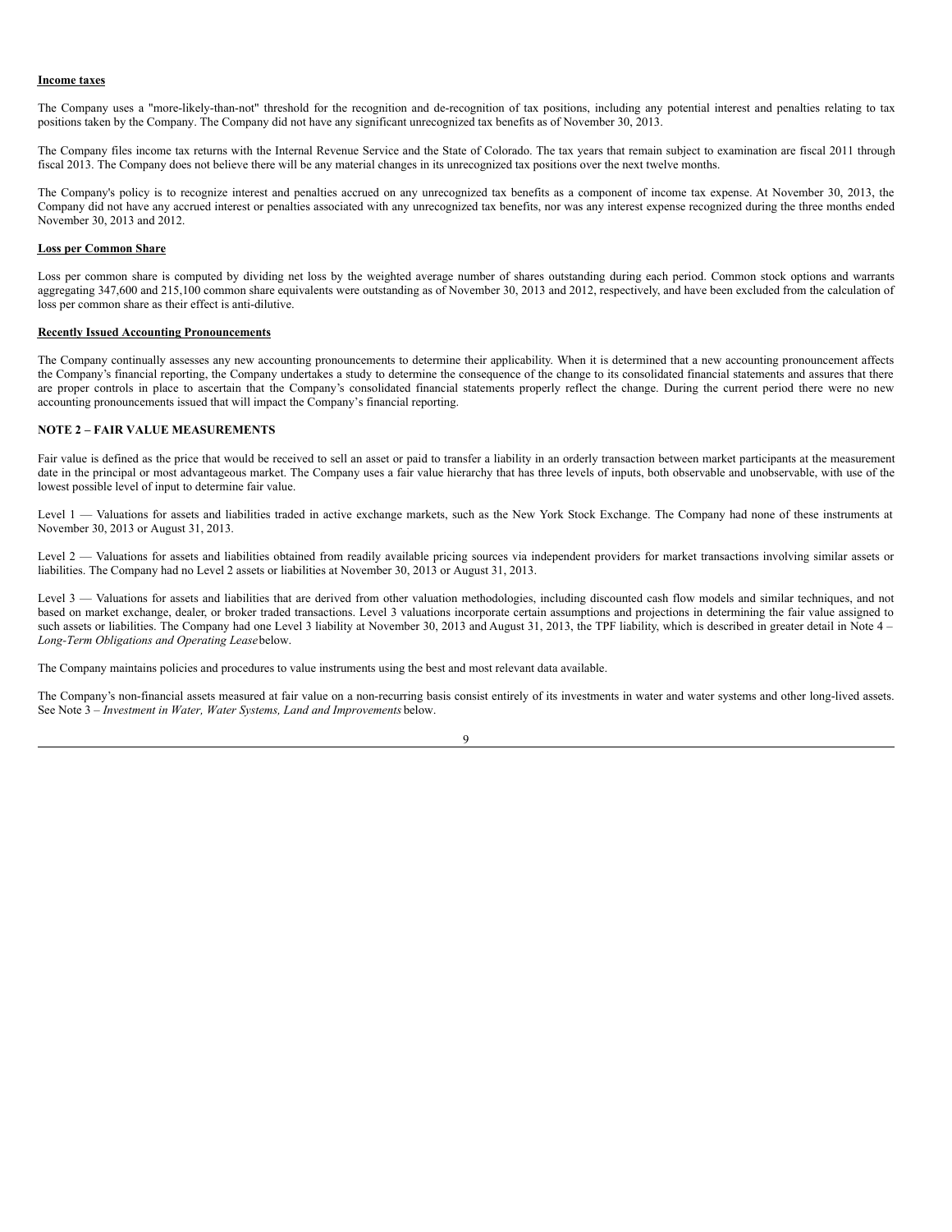**Income taxes**

The Company uses a "more-likely-than-not" threshold for the recognition and de-recognition of tax positions, including any potential interest and penalties relating to tax positions taken by the Company. The Company did not have any significant unrecognized tax benefits as of November 30, 2013.

The Company files income tax returns with the Internal Revenue Service and the State of Colorado. The tax years that remain subject to examination are fiscal 2011 through fiscal 2013. The Company does not believe there will be any material changes in its unrecognized tax positions over the next twelve months.

The Company's policy is to recognize interest and penalties accrued on any unrecognized tax benefits as a component of income tax expense. At November 30, 2013, the Company did not have any accrued interest or penalties associated with any unrecognized tax benefits, nor was any interest expense recognized during the three months ended November 30, 2013 and 2012.

**Loss per Common Share**

Loss per common share is computed by dividing net loss by the weighted average number of shares outstanding during each period. Common stock options and warrants aggregating 347,600 and 215,100 common share equivalents were outstanding as of November 30, 2013 and 2012, respectively, and have been excluded from the calculation of loss per common share as their effect is anti-dilutive.

**Recently Issued Accounting Pronouncements**

The Company continually assesses any new accounting pronouncements to determine their applicability. When it is determined that a new accounting pronouncement affects the Company's financial reporting, the Company undertakes a study to determine the consequence of the change to its consolidated financial statements and assures that there are proper controls in place to ascertain that the Company's consolidated financial statements properly reflect the change. During the current period there were no new accounting pronouncements issued that will impact the Company's financial reporting.

## NOTE 2 – FAIR VALUE MEASUREMENTS

Fair value is defined as the price that would be received to sell an asset or paid to transfer a liability in an orderly transaction between market participants at the measurement date in the principal or most advantageous market. The Company uses a fair value hierarchy that has three levels of inputs, both observable and unobservable, with use of the lowest possible level of input to determine fair value.

Level 1 — Valuations for assets and liabilities traded in active exchange markets, such as the New York Stock Exchange. The Company had none of these instruments at November 30, 2013 or August 31, 2013.

Level 2 — Valuations for assets and liabilities obtained from readily available pricing sources via independent providers for market transactions involving similar assets or liabilities. The Company had no Level 2 assets or liabilities at November 30, 2013 or August 31, 2013.

Level 3 — Valuations for assets and liabilities that are derived from other valuation methodologies, including discounted cash flow models and similar techniques, and not based on market exchange, dealer, or broker traded transactions. Level 3 valuations incorporate certain assumptions and projections in determining the fair value assigned to such assets or liabilities. The Company had one Level 3 liability at November 30, 2013 and August 31, 2013, the TPF liability, which is described in greater detail in Note 4 – *Long-Term Obligations and Operating Lease* below.

The Company maintains policies and procedures to value instruments using the best and most relevant data available.

The Company's non-financial assets measured at fair value on a non-recurring basis consist entirely of its investments in water and water systems and other long-lived assets. See Note 3 – *Investment in Water, Water Systems, Land and Improvements* below.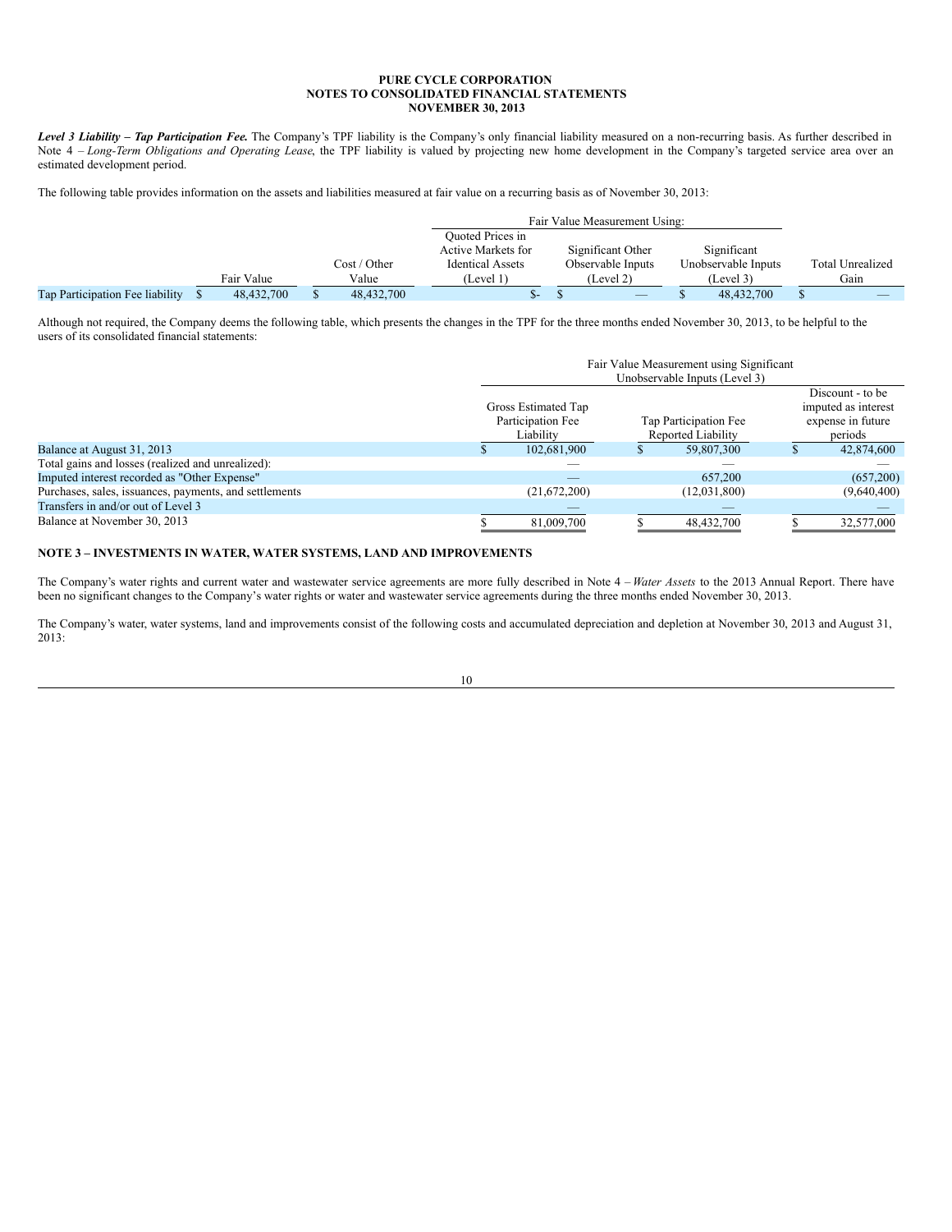**PURE CYCLE CORPORATION**
**NOTES TO CONSOLIDATED FINANCIAL STATEMENTS**
**NOVEMBER 30, 2013**

***Level 3 Liability – Tap Participation Fee.*** The Company's TPF liability is the Company's only financial liability measured on a non-recurring basis. As further described in Note 4 – *Long-Term Obligations and Operating Lease*, the TPF liability is valued by projecting new home development in the Company's targeted service area over an estimated development period.

The following table provides information on the assets and liabilities measured at fair value on a recurring basis as of November 30, 2013:

| | | | Fair Value Measurement Using: | | | |
|---|---|---|---|---|---|---|
| | Fair Value | Cost / Other Value | Quoted Prices in Active Markets for Identical Assets (Level 1) | Significant Other Observable Inputs (Level 2) | Significant Unobservable Inputs (Level 3) | Total Unrealized Gain |
| Tap Participation Fee liability | $ 48,432,700 | $ 48,432,700 | $- | $ — | $ 48,432,700 | $ — |

Although not required, the Company deems the following table, which presents the changes in the TPF for the three months ended November 30, 2013, to be helpful to the users of its consolidated financial statements:

| | Fair Value Measurement using Significant Unobservable Inputs (Level 3) | | |
|---|---|---|---|
| | Gross Estimated Tap Participation Fee Liability | Tap Participation Fee Reported Liability | Discount - to be imputed as interest expense in future periods |
| Balance at August 31, 2013 | $ 102,681,900 | $ 59,807,300 | $ 42,874,600 |
| Total gains and losses (realized and unrealized): | — | — | — |
| Imputed interest recorded as "Other Expense" | — | 657,200 | (657,200) |
| Purchases, sales, issuances, payments, and settlements | (21,672,200) | (12,031,800) | (9,640,400) |
| Transfers in and/or out of Level 3 | — | — | — |
| Balance at November 30, 2013 | $ 81,009,700 | $ 48,432,700 | $ 32,577,000 |

## NOTE 3 – INVESTMENTS IN WATER, WATER SYSTEMS, LAND AND IMPROVEMENTS

The Company's water rights and current water and wastewater service agreements are more fully described in Note 4 – *Water Assets* to the 2013 Annual Report. There have been no significant changes to the Company's water rights or water and wastewater service agreements during the three months ended November 30, 2013.

The Company's water, water systems, land and improvements consist of the following costs and accumulated depreciation and depletion at November 30, 2013 and August 31, 2013: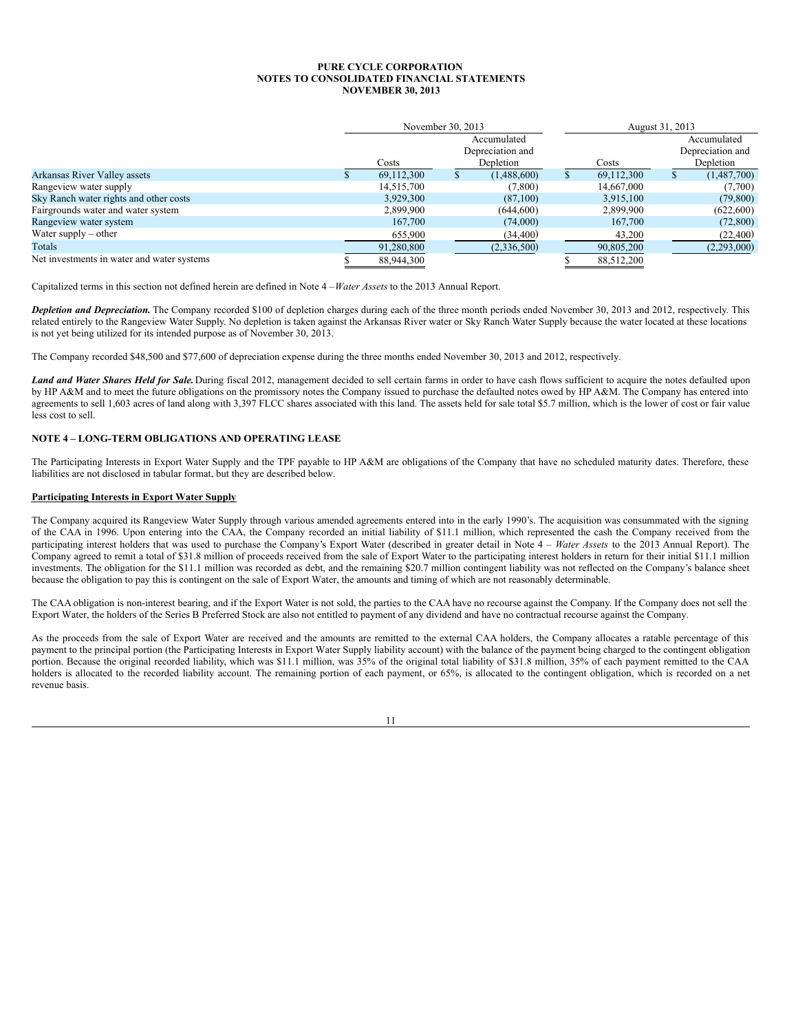| | November 30, 2013 | | August 31, 2013 | |
|---|---|---|---|---|
| | Costs | Accumulated Depreciation and Depletion | Costs | Accumulated Depreciation and Depletion |
| Arkansas River Valley assets | $ 69,112,300 | $ (1,488,600) | $ 69,112,300 | $ (1,487,700) |
| Rangeview water supply | 14,515,700 | (7,800) | 14,667,000 | (7,700) |
| Sky Ranch water rights and other costs | 3,929,300 | (87,100) | 3,915,100 | (79,800) |
| Fairgrounds water and water system | 2,899,900 | (644,600) | 2,899,900 | (622,600) |
| Rangeview water system | 167,700 | (74,000) | 167,700 | (72,800) |
| Water supply – other | 655,900 | (34,400) | 43,200 | (22,400) |
| Totals | 91,280,800 | (2,336,500) | 90,805,200 | (2,293,000) |
| Net investments in water and water systems | $ 88,944,300 | | $ 88,512,200 | |

Capitalized terms in this section not defined herein are defined in Note 4 –*Water Assets* to the 2013 Annual Report.

***Depletion and Depreciation.*** The Company recorded $100 of depletion charges during each of the three month periods ended November 30, 2013 and 2012, respectively. This related entirely to the Rangeview Water Supply. No depletion is taken against the Arkansas River water or Sky Ranch Water Supply because the water located at these locations is not yet being utilized for its intended purpose as of November 30, 2013.

The Company recorded $48,500 and $77,600 of depreciation expense during the three months ended November 30, 2013 and 2012, respectively.

***Land and Water Shares Held for Sale.*** During fiscal 2012, management decided to sell certain farms in order to have cash flows sufficient to acquire the notes defaulted upon by HP A&M and to meet the future obligations on the promissory notes the Company issued to purchase the defaulted notes owed by HP A&M. The Company has entered into agreements to sell 1,603 acres of land along with 3,397 FLCC shares associated with this land. The assets held for sale total $5.7 million, which is the lower of cost or fair value less cost to sell.

## NOTE 4 – LONG-TERM OBLIGATIONS AND OPERATING LEASE

The Participating Interests in Export Water Supply and the TPF payable to HP A&M are obligations of the Company that have no scheduled maturity dates. Therefore, these liabilities are not disclosed in tabular format, but they are described below.

### Participating Interests in Export Water Supply

The Company acquired its Rangeview Water Supply through various amended agreements entered into in the early 1990's. The acquisition was consummated with the signing of the CAA in 1996. Upon entering into the CAA, the Company recorded an initial liability of $11.1 million, which represented the cash the Company received from the participating interest holders that was used to purchase the Company's Export Water (described in greater detail in Note 4 – *Water Assets* to the 2013 Annual Report). The Company agreed to remit a total of $31.8 million of proceeds received from the sale of Export Water to the participating interest holders in return for their initial $11.1 million investments. The obligation for the $11.1 million was recorded as debt, and the remaining $20.7 million contingent liability was not reflected on the Company's balance sheet because the obligation to pay this is contingent on the sale of Export Water, the amounts and timing of which are not reasonably determinable.

The CAA obligation is non-interest bearing, and if the Export Water is not sold, the parties to the CAA have no recourse against the Company. If the Company does not sell the Export Water, the holders of the Series B Preferred Stock are also not entitled to payment of any dividend and have no contractual recourse against the Company.

As the proceeds from the sale of Export Water are received and the amounts are remitted to the external CAA holders, the Company allocates a ratable percentage of this payment to the principal portion (the Participating Interests in Export Water Supply liability account) with the balance of the payment being charged to the contingent obligation portion. Because the original recorded liability, which was $11.1 million, was 35% of the original total liability of $31.8 million, 35% of each payment remitted to the CAA holders is allocated to the recorded liability account. The remaining portion of each payment, or 65%, is allocated to the contingent obligation, which is recorded on a net revenue basis.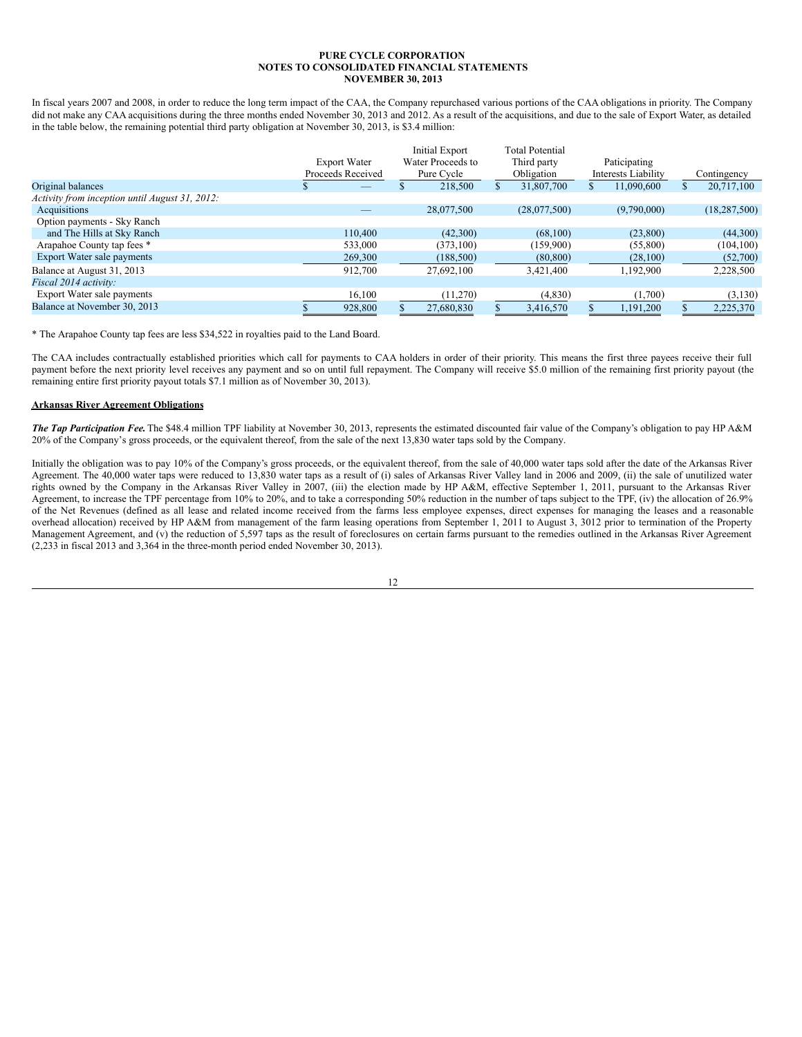**PURE CYCLE CORPORATION**
**NOTES TO CONSOLIDATED FINANCIAL STATEMENTS**
**NOVEMBER 30, 2013**

In fiscal years 2007 and 2008, in order to reduce the long term impact of the CAA, the Company repurchased various portions of the CAA obligations in priority. The Company did not make any CAA acquisitions during the three months ended November 30, 2013 and 2012. As a result of the acquisitions, and due to the sale of Export Water, as detailed in the table below, the remaining potential third party obligation at November 30, 2013, is $3.4 million:

| | Export Water Proceeds Received | Initial Export Water Proceeds to Pure Cycle | Total Potential Third party Obligation | Paticipating Interests Liability | Contingency |
|---|---|---|---|---|---|
| Original balances | $ — | $ 218,500 | $ 31,807,700 | $ 11,090,600 | $ 20,717,100 |
| *Activity from inception until August 31, 2012:* | | | | | |
| Acquisitions | — | 28,077,500 | (28,077,500) | (9,790,000) | (18,287,500) |
| Option payments - Sky Ranch and The Hills at Sky Ranch | 110,400 | (42,300) | (68,100) | (23,800) | (44,300) |
| Arapahoe County tap fees * | 533,000 | (373,100) | (159,900) | (55,800) | (104,100) |
| Export Water sale payments | 269,300 | (188,500) | (80,800) | (28,100) | (52,700) |
| Balance at August 31, 2013 | 912,700 | 27,692,100 | 3,421,400 | 1,192,900 | 2,228,500 |
| *Fiscal 2014 activity:* | | | | | |
| Export Water sale payments | 16,100 | (11,270) | (4,830) | (1,700) | (3,130) |
| Balance at November 30, 2013 | $ 928,800 | $ 27,680,830 | $ 3,416,570 | $ 1,191,200 | $ 2,225,370 |

* The Arapahoe County tap fees are less $34,522 in royalties paid to the Land Board.

The CAA includes contractually established priorities which call for payments to CAA holders in order of their priority. This means the first three payees receive their full payment before the next priority level receives any payment and so on until full repayment. The Company will receive $5.0 million of the remaining first priority payout (the remaining entire first priority payout totals $7.1 million as of November 30, 2013).

**Arkansas River Agreement Obligations**

***The Tap Participation Fee.*** The $48.4 million TPF liability at November 30, 2013, represents the estimated discounted fair value of the Company's obligation to pay HP A&M 20% of the Company's gross proceeds, or the equivalent thereof, from the sale of the next 13,830 water taps sold by the Company.

Initially the obligation was to pay 10% of the Company's gross proceeds, or the equivalent thereof, from the sale of 40,000 water taps sold after the date of the Arkansas River Agreement. The 40,000 water taps were reduced to 13,830 water taps as a result of (i) sales of Arkansas River Valley land in 2006 and 2009, (ii) the sale of unutilized water rights owned by the Company in the Arkansas River Valley in 2007, (iii) the election made by HP A&M, effective September 1, 2011, pursuant to the Arkansas River Agreement, to increase the TPF percentage from 10% to 20%, and to take a corresponding 50% reduction in the number of taps subject to the TPF, (iv) the allocation of 26.9% of the Net Revenues (defined as all lease and related income received from the farms less employee expenses, direct expenses for managing the leases and a reasonable overhead allocation) received by HP A&M from management of the farm leasing operations from September 1, 2011 to August 3, 3012 prior to termination of the Property Management Agreement, and (v) the reduction of 5,597 taps as the result of foreclosures on certain farms pursuant to the remedies outlined in the Arkansas River Agreement (2,233 in fiscal 2013 and 3,364 in the three-month period ended November 30, 2013).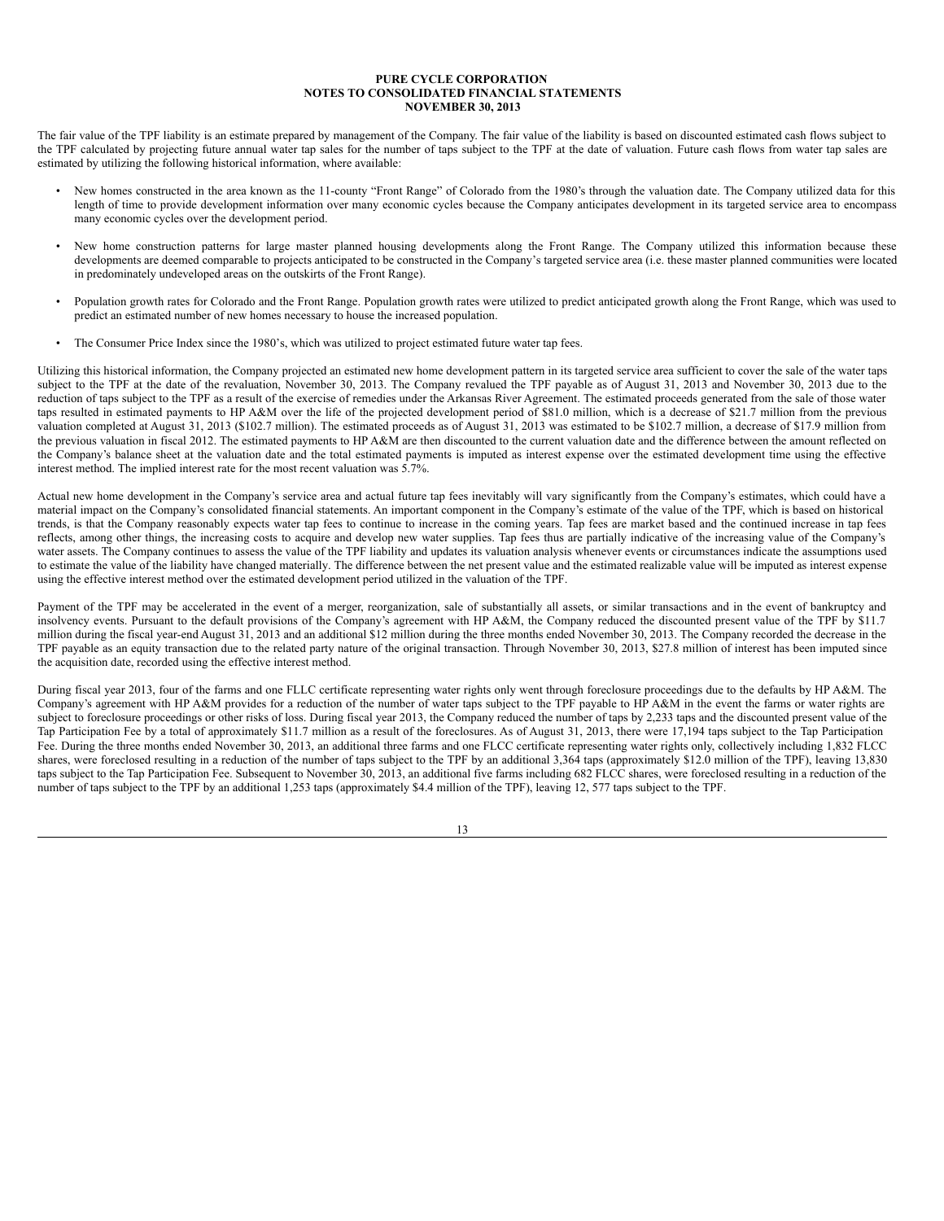**PURE CYCLE CORPORATION**
**NOTES TO CONSOLIDATED FINANCIAL STATEMENTS**
**NOVEMBER 30, 2013**

The fair value of the TPF liability is an estimate prepared by management of the Company. The fair value of the liability is based on discounted estimated cash flows subject to the TPF calculated by projecting future annual water tap sales for the number of taps subject to the TPF at the date of valuation. Future cash flows from water tap sales are estimated by utilizing the following historical information, where available:

- New homes constructed in the area known as the 11-county "Front Range" of Colorado from the 1980's through the valuation date. The Company utilized data for this length of time to provide development information over many economic cycles because the Company anticipates development in its targeted service area to encompass many economic cycles over the development period.
- New home construction patterns for large master planned housing developments along the Front Range. The Company utilized this information because these developments are deemed comparable to projects anticipated to be constructed in the Company's targeted service area (i.e. these master planned communities were located in predominately undeveloped areas on the outskirts of the Front Range).
- Population growth rates for Colorado and the Front Range. Population growth rates were utilized to predict anticipated growth along the Front Range, which was used to predict an estimated number of new homes necessary to house the increased population.
- The Consumer Price Index since the 1980's, which was utilized to project estimated future water tap fees.

Utilizing this historical information, the Company projected an estimated new home development pattern in its targeted service area sufficient to cover the sale of the water taps subject to the TPF at the date of the revaluation, November 30, 2013. The Company revalued the TPF payable as of August 31, 2013 and November 30, 2013 due to the reduction of taps subject to the TPF as a result of the exercise of remedies under the Arkansas River Agreement. The estimated proceeds generated from the sale of those water taps resulted in estimated payments to HP A&M over the life of the projected development period of $81.0 million, which is a decrease of $21.7 million from the previous valuation completed at August 31, 2013 ($102.7 million). The estimated proceeds as of August 31, 2013 was estimated to be $102.7 million, a decrease of $17.9 million from the previous valuation in fiscal 2012. The estimated payments to HP A&M are then discounted to the current valuation date and the difference between the amount reflected on the Company's balance sheet at the valuation date and the total estimated payments is imputed as interest expense over the estimated development time using the effective interest method. The implied interest rate for the most recent valuation was 5.7%.

Actual new home development in the Company's service area and actual future tap fees inevitably will vary significantly from the Company's estimates, which could have a material impact on the Company's consolidated financial statements. An important component in the Company's estimate of the value of the TPF, which is based on historical trends, is that the Company reasonably expects water tap fees to continue to increase in the coming years. Tap fees are market based and the continued increase in tap fees reflects, among other things, the increasing costs to acquire and develop new water supplies. Tap fees thus are partially indicative of the increasing value of the Company's water assets. The Company continues to assess the value of the TPF liability and updates its valuation analysis whenever events or circumstances indicate the assumptions used to estimate the value of the liability have changed materially. The difference between the net present value and the estimated realizable value will be imputed as interest expense using the effective interest method over the estimated development period utilized in the valuation of the TPF.

Payment of the TPF may be accelerated in the event of a merger, reorganization, sale of substantially all assets, or similar transactions and in the event of bankruptcy and insolvency events. Pursuant to the default provisions of the Company's agreement with HP A&M, the Company reduced the discounted present value of the TPF by $11.7 million during the fiscal year-end August 31, 2013 and an additional $12 million during the three months ended November 30, 2013. The Company recorded the decrease in the TPF payable as an equity transaction due to the related party nature of the original transaction. Through November 30, 2013, $27.8 million of interest has been imputed since the acquisition date, recorded using the effective interest method.

During fiscal year 2013, four of the farms and one FLLC certificate representing water rights only went through foreclosure proceedings due to the defaults by HP A&M. The Company's agreement with HP A&M provides for a reduction of the number of water taps subject to the TPF payable to HP A&M in the event the farms or water rights are subject to foreclosure proceedings or other risks of loss. During fiscal year 2013, the Company reduced the number of taps by 2,233 taps and the discounted present value of the Tap Participation Fee by a total of approximately $11.7 million as a result of the foreclosures. As of August 31, 2013, there were 17,194 taps subject to the Tap Participation Fee. During the three months ended November 30, 2013, an additional three farms and one FLCC certificate representing water rights only, collectively including 1,832 FLCC shares, were foreclosed resulting in a reduction of the number of taps subject to the TPF by an additional 3,364 taps (approximately $12.0 million of the TPF), leaving 13,830 taps subject to the Tap Participation Fee. Subsequent to November 30, 2013, an additional five farms including 682 FLCC shares, were foreclosed resulting in a reduction of the number of taps subject to the TPF by an additional 1,253 taps (approximately $4.4 million of the TPF), leaving 12, 577 taps subject to the TPF.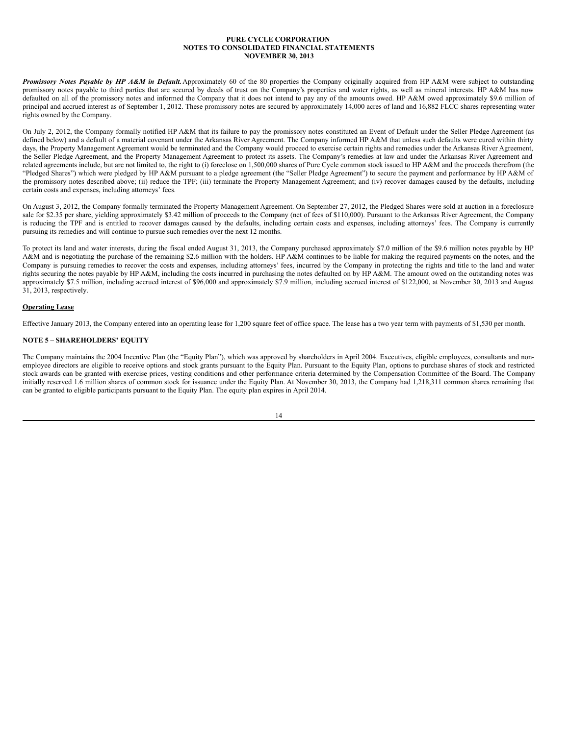***Promissory Notes Payable by HP A&M in Default.*** Approximately 60 of the 80 properties the Company originally acquired from HP A&M were subject to outstanding promissory notes payable to third parties that are secured by deeds of trust on the Company's properties and water rights, as well as mineral interests. HP A&M has now defaulted on all of the promissory notes and informed the Company that it does not intend to pay any of the amounts owed. HP A&M owed approximately $9.6 million of principal and accrued interest as of September 1, 2012. These promissory notes are secured by approximately 14,000 acres of land and 16,882 FLCC shares representing water rights owned by the Company.

On July 2, 2012, the Company formally notified HP A&M that its failure to pay the promissory notes constituted an Event of Default under the Seller Pledge Agreement (as defined below) and a default of a material covenant under the Arkansas River Agreement. The Company informed HP A&M that unless such defaults were cured within thirty days, the Property Management Agreement would be terminated and the Company would proceed to exercise certain rights and remedies under the Arkansas River Agreement, the Seller Pledge Agreement, and the Property Management Agreement to protect its assets. The Company's remedies at law and under the Arkansas River Agreement and related agreements include, but are not limited to, the right to (i) foreclose on 1,500,000 shares of Pure Cycle common stock issued to HP A&M and the proceeds therefrom (the "Pledged Shares") which were pledged by HP A&M pursuant to a pledge agreement (the "Seller Pledge Agreement") to secure the payment and performance by HP A&M of the promissory notes described above; (ii) reduce the TPF; (iii) terminate the Property Management Agreement; and (iv) recover damages caused by the defaults, including certain costs and expenses, including attorneys' fees.

On August 3, 2012, the Company formally terminated the Property Management Agreement. On September 27, 2012, the Pledged Shares were sold at auction in a foreclosure sale for $2.35 per share, yielding approximately $3.42 million of proceeds to the Company (net of fees of $110,000). Pursuant to the Arkansas River Agreement, the Company is reducing the TPF and is entitled to recover damages caused by the defaults, including certain costs and expenses, including attorneys' fees. The Company is currently pursuing its remedies and will continue to pursue such remedies over the next 12 months.

To protect its land and water interests, during the fiscal ended August 31, 2013, the Company purchased approximately $7.0 million of the $9.6 million notes payable by HP A&M and is negotiating the purchase of the remaining $2.6 million with the holders. HP A&M continues to be liable for making the required payments on the notes, and the Company is pursuing remedies to recover the costs and expenses, including attorneys' fees, incurred by the Company in protecting the rights and title to the land and water rights securing the notes payable by HP A&M, including the costs incurred in purchasing the notes defaulted on by HP A&M. The amount owed on the outstanding notes was approximately $7.5 million, including accrued interest of $96,000 and approximately $7.9 million, including accrued interest of $122,000, at November 30, 2013 and August 31, 2013, respectively.

**Operating Lease**

Effective January 2013, the Company entered into an operating lease for 1,200 square feet of office space. The lease has a two year term with payments of $1,530 per month.

## NOTE 5 – SHAREHOLDERS' EQUITY

The Company maintains the 2004 Incentive Plan (the "Equity Plan"), which was approved by shareholders in April 2004. Executives, eligible employees, consultants and non-employee directors are eligible to receive options and stock grants pursuant to the Equity Plan. Pursuant to the Equity Plan, options to purchase shares of stock and restricted stock awards can be granted with exercise prices, vesting conditions and other performance criteria determined by the Compensation Committee of the Board. The Company initially reserved 1.6 million shares of common stock for issuance under the Equity Plan. At November 30, 2013, the Company had 1,218,311 common shares remaining that can be granted to eligible participants pursuant to the Equity Plan. The equity plan expires in April 2014.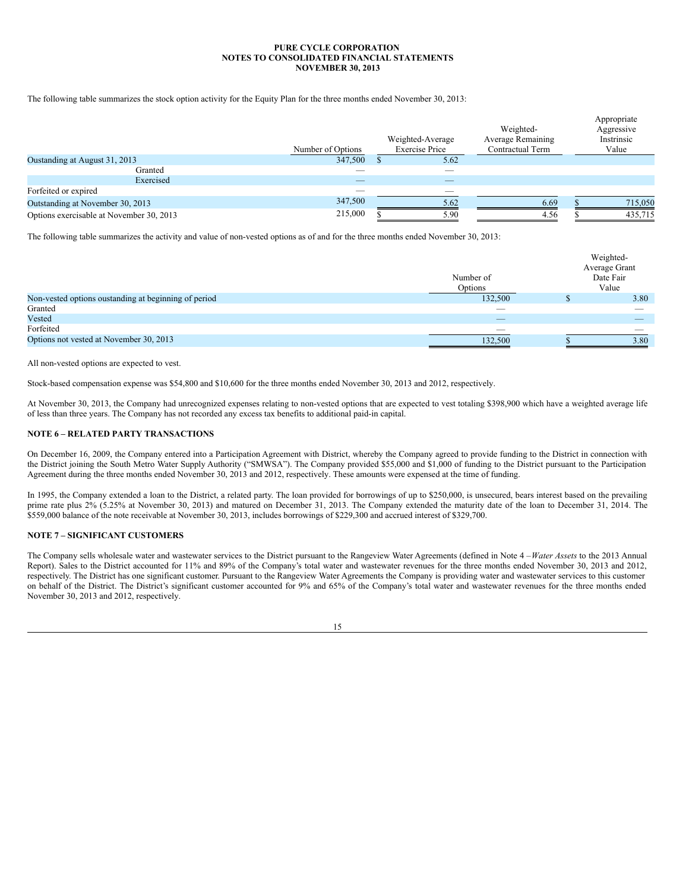The following table summarizes the stock option activity for the Equity Plan for the three months ended November 30, 2013:

| | Number of Options | Weighted-Average Exercise Price | Weighted-Average Remaining Contractual Term | Appropriate Aggressive Instrinsic Value |
|---|---|---|---|---|
| Oustanding at August 31, 2013 | 347,500 | $ 5.62 | | |
| Granted | — | — | | |
| Exercised | — | — | | |
| Forfeited or expired | — | — | | |
| Outstanding at November 30, 2013 | 347,500 | 5.62 | 6.69 | $ 715,050 |
| Options exercisable at November 30, 2013 | 215,000 | $ 5.90 | 4.56 | $ 435,715 |

The following table summarizes the activity and value of non-vested options as of and for the three months ended November 30, 2013:

| | Number of Options | Weighted-Average Grant Date Fair Value |
|---|---|---|
| Non-vested options oustanding at beginning of period | 132,500 | $ 3.80 |
| Granted | — | — |
| Vested | — | — |
| Forfeited | — | — |
| Options not vested at November 30, 2013 | 132,500 | $ 3.80 |

All non-vested options are expected to vest.

Stock-based compensation expense was $54,800 and $10,600 for the three months ended November 30, 2013 and 2012, respectively.

At November 30, 2013, the Company had unrecognized expenses relating to non-vested options that are expected to vest totaling $398,900 which have a weighted average life of less than three years. The Company has not recorded any excess tax benefits to additional paid-in capital.

## NOTE 6 – RELATED PARTY TRANSACTIONS

On December 16, 2009, the Company entered into a Participation Agreement with District, whereby the Company agreed to provide funding to the District in connection with the District joining the South Metro Water Supply Authority ("SMWSA"). The Company provided $55,000 and $1,000 of funding to the District pursuant to the Participation Agreement during the three months ended November 30, 2013 and 2012, respectively. These amounts were expensed at the time of funding.

In 1995, the Company extended a loan to the District, a related party. The loan provided for borrowings of up to $250,000, is unsecured, bears interest based on the prevailing prime rate plus 2% (5.25% at November 30, 2013) and matured on December 31, 2013. The Company extended the maturity date of the loan to December 31, 2014. The $559,000 balance of the note receivable at November 30, 2013, includes borrowings of $229,300 and accrued interest of $329,700.

## NOTE 7 – SIGNIFICANT CUSTOMERS

The Company sells wholesale water and wastewater services to the District pursuant to the Rangeview Water Agreements (defined in Note 4 –*Water Assets* to the 2013 Annual Report). Sales to the District accounted for 11% and 89% of the Company's total water and wastewater revenues for the three months ended November 30, 2013 and 2012, respectively. The District has one significant customer. Pursuant to the Rangeview Water Agreements the Company is providing water and wastewater services to this customer on behalf of the District. The District's significant customer accounted for 9% and 65% of the Company's total water and wastewater revenues for the three months ended November 30, 2013 and 2012, respectively.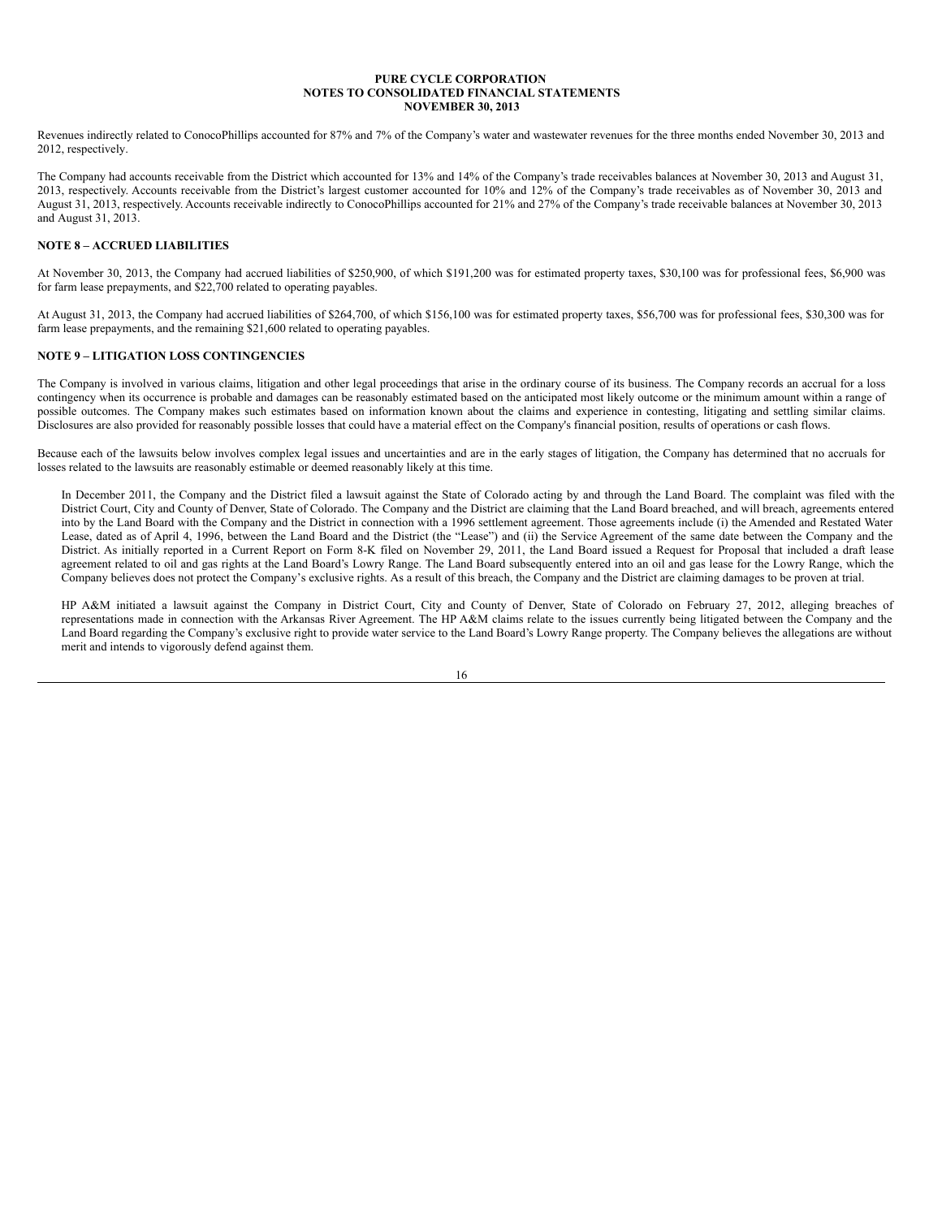Revenues indirectly related to ConocoPhillips accounted for 87% and 7% of the Company's water and wastewater revenues for the three months ended November 30, 2013 and 2012, respectively.

The Company had accounts receivable from the District which accounted for 13% and 14% of the Company's trade receivables balances at November 30, 2013 and August 31, 2013, respectively. Accounts receivable from the District's largest customer accounted for 10% and 12% of the Company's trade receivables as of November 30, 2013 and August 31, 2013, respectively. Accounts receivable indirectly to ConocoPhillips accounted for 21% and 27% of the Company's trade receivable balances at November 30, 2013 and August 31, 2013.

## NOTE 8 – ACCRUED LIABILITIES

At November 30, 2013, the Company had accrued liabilities of $250,900, of which $191,200 was for estimated property taxes, $30,100 was for professional fees, $6,900 was for farm lease prepayments, and $22,700 related to operating payables.

At August 31, 2013, the Company had accrued liabilities of $264,700, of which $156,100 was for estimated property taxes, $56,700 was for professional fees, $30,300 was for farm lease prepayments, and the remaining $21,600 related to operating payables.

## NOTE 9 – LITIGATION LOSS CONTINGENCIES

The Company is involved in various claims, litigation and other legal proceedings that arise in the ordinary course of its business. The Company records an accrual for a loss contingency when its occurrence is probable and damages can be reasonably estimated based on the anticipated most likely outcome or the minimum amount within a range of possible outcomes. The Company makes such estimates based on information known about the claims and experience in contesting, litigating and settling similar claims. Disclosures are also provided for reasonably possible losses that could have a material effect on the Company's financial position, results of operations or cash flows.

Because each of the lawsuits below involves complex legal issues and uncertainties and are in the early stages of litigation, the Company has determined that no accruals for losses related to the lawsuits are reasonably estimable or deemed reasonably likely at this time.

In December 2011, the Company and the District filed a lawsuit against the State of Colorado acting by and through the Land Board. The complaint was filed with the District Court, City and County of Denver, State of Colorado. The Company and the District are claiming that the Land Board breached, and will breach, agreements entered into by the Land Board with the Company and the District in connection with a 1996 settlement agreement. Those agreements include (i) the Amended and Restated Water Lease, dated as of April 4, 1996, between the Land Board and the District (the "Lease") and (ii) the Service Agreement of the same date between the Company and the District. As initially reported in a Current Report on Form 8-K filed on November 29, 2011, the Land Board issued a Request for Proposal that included a draft lease agreement related to oil and gas rights at the Land Board's Lowry Range. The Land Board subsequently entered into an oil and gas lease for the Lowry Range, which the Company believes does not protect the Company's exclusive rights. As a result of this breach, the Company and the District are claiming damages to be proven at trial.

HP A&M initiated a lawsuit against the Company in District Court, City and County of Denver, State of Colorado on February 27, 2012, alleging breaches of representations made in connection with the Arkansas River Agreement. The HP A&M claims relate to the issues currently being litigated between the Company and the Land Board regarding the Company's exclusive right to provide water service to the Land Board's Lowry Range property. The Company believes the allegations are without merit and intends to vigorously defend against them.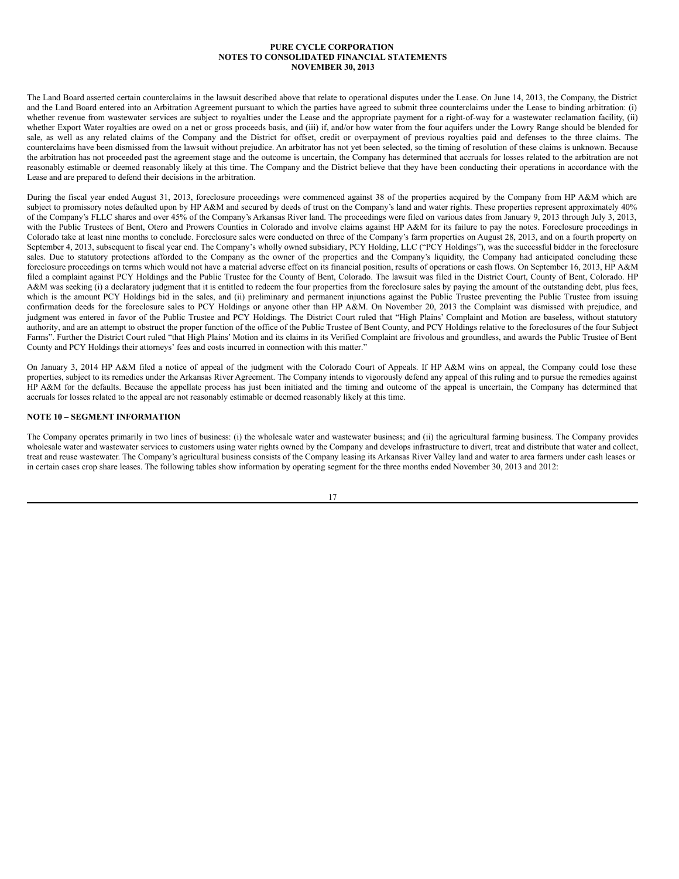The Land Board asserted certain counterclaims in the lawsuit described above that relate to operational disputes under the Lease. On June 14, 2013, the Company, the District and the Land Board entered into an Arbitration Agreement pursuant to which the parties have agreed to submit three counterclaims under the Lease to binding arbitration: (i) whether revenue from wastewater services are subject to royalties under the Lease and the appropriate payment for a right-of-way for a wastewater reclamation facility, (ii) whether Export Water royalties are owed on a net or gross proceeds basis, and (iii) if, and/or how water from the four aquifers under the Lowry Range should be blended for sale, as well as any related claims of the Company and the District for offset, credit or overpayment of previous royalties paid and defenses to the three claims. The counterclaims have been dismissed from the lawsuit without prejudice. An arbitrator has not yet been selected, so the timing of resolution of these claims is unknown. Because the arbitration has not proceeded past the agreement stage and the outcome is uncertain, the Company has determined that accruals for losses related to the arbitration are not reasonably estimable or deemed reasonably likely at this time. The Company and the District believe that they have been conducting their operations in accordance with the Lease and are prepared to defend their decisions in the arbitration.

During the fiscal year ended August 31, 2013, foreclosure proceedings were commenced against 38 of the properties acquired by the Company from HP A&M which are subject to promissory notes defaulted upon by HP A&M and secured by deeds of trust on the Company's land and water rights. These properties represent approximately 40% of the Company's FLLC shares and over 45% of the Company's Arkansas River land. The proceedings were filed on various dates from January 9, 2013 through July 3, 2013, with the Public Trustees of Bent, Otero and Prowers Counties in Colorado and involve claims against HP A&M for its failure to pay the notes. Foreclosure proceedings in Colorado take at least nine months to conclude. Foreclosure sales were conducted on three of the Company's farm properties on August 28, 2013, and on a fourth property on September 4, 2013, subsequent to fiscal year end. The Company's wholly owned subsidiary, PCY Holding, LLC ("PCY Holdings"), was the successful bidder in the foreclosure sales. Due to statutory protections afforded to the Company as the owner of the properties and the Company's liquidity, the Company had anticipated concluding these foreclosure proceedings on terms which would not have a material adverse effect on its financial position, results of operations or cash flows. On September 16, 2013, HP A&M filed a complaint against PCY Holdings and the Public Trustee for the County of Bent, Colorado. The lawsuit was filed in the District Court, County of Bent, Colorado. HP A&M was seeking (i) a declaratory judgment that it is entitled to redeem the four properties from the foreclosure sales by paying the amount of the outstanding debt, plus fees, which is the amount PCY Holdings bid in the sales, and (ii) preliminary and permanent injunctions against the Public Trustee preventing the Public Trustee from issuing confirmation deeds for the foreclosure sales to PCY Holdings or anyone other than HP A&M. On November 20, 2013 the Complaint was dismissed with prejudice, and judgment was entered in favor of the Public Trustee and PCY Holdings. The District Court ruled that "High Plains' Complaint and Motion are baseless, without statutory authority, and are an attempt to obstruct the proper function of the office of the Public Trustee of Bent County, and PCY Holdings relative to the foreclosures of the four Subject Farms". Further the District Court ruled "that High Plains' Motion and its claims in its Verified Complaint are frivolous and groundless, and awards the Public Trustee of Bent County and PCY Holdings their attorneys' fees and costs incurred in connection with this matter."

On January 3, 2014 HP A&M filed a notice of appeal of the judgment with the Colorado Court of Appeals. If HP A&M wins on appeal, the Company could lose these properties, subject to its remedies under the Arkansas River Agreement. The Company intends to vigorously defend any appeal of this ruling and to pursue the remedies against HP A&M for the defaults. Because the appellate process has just been initiated and the timing and outcome of the appeal is uncertain, the Company has determined that accruals for losses related to the appeal are not reasonably estimable or deemed reasonably likely at this time.

## NOTE 10 – SEGMENT INFORMATION

The Company operates primarily in two lines of business: (i) the wholesale water and wastewater business; and (ii) the agricultural farming business. The Company provides wholesale water and wastewater services to customers using water rights owned by the Company and develops infrastructure to divert, treat and distribute that water and collect, treat and reuse wastewater. The Company's agricultural business consists of the Company leasing its Arkansas River Valley land and water to area farmers under cash leases or in certain cases crop share leases. The following tables show information by operating segment for the three months ended November 30, 2013 and 2012: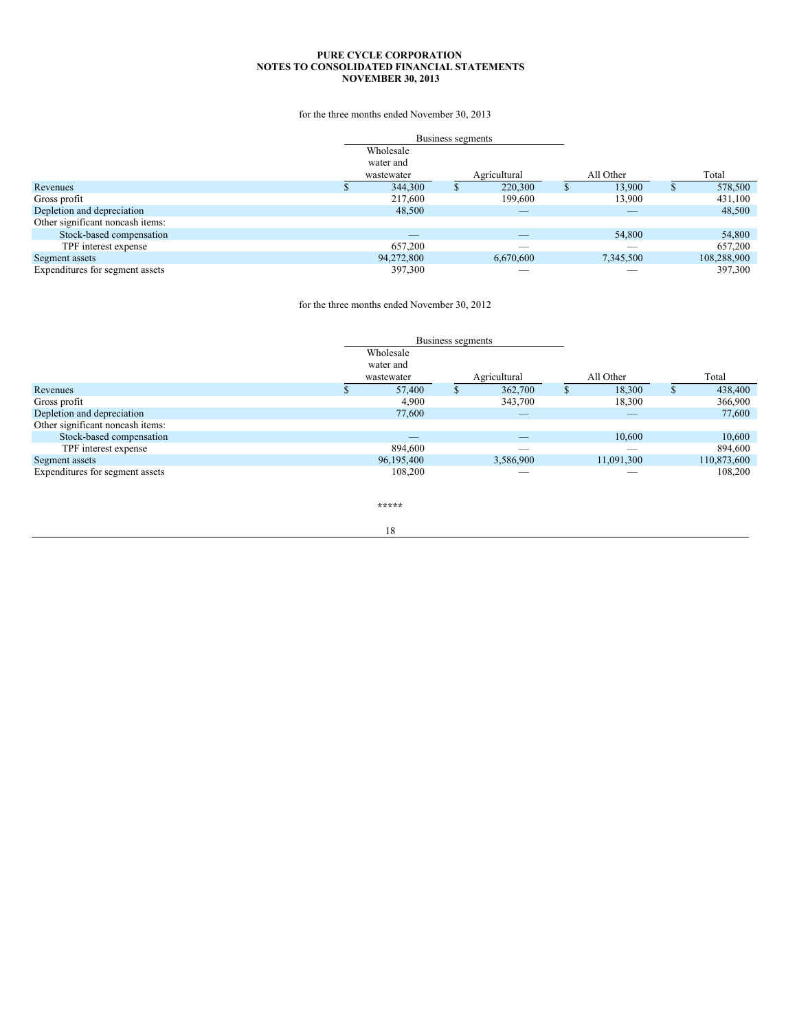for the three months ended November 30, 2013

| | Business segments | | | |
|---|---|---|---|---|
| | Wholesale water and wastewater | Agricultural | All Other | Total |
| Revenues | $ 344,300 | $ 220,300 | $ 13,900 | $ 578,500 |
| Gross profit | 217,600 | 199,600 | 13,900 | 431,100 |
| Depletion and depreciation | 48,500 | — | — | 48,500 |
| Other significant noncash items: | | | | |
| Stock-based compensation | — | — | 54,800 | 54,800 |
| TPF interest expense | 657,200 | — | — | 657,200 |
| Segment assets | 94,272,800 | 6,670,600 | 7,345,500 | 108,288,900 |
| Expenditures for segment assets | 397,300 | — | — | 397,300 |

for the three months ended November 30, 2012

| | Business segments | | | |
|---|---|---|---|---|
| | Wholesale water and wastewater | Agricultural | All Other | Total |
| Revenues | $ 57,400 | $ 362,700 | $ 18,300 | $ 438,400 |
| Gross profit | 4,900 | 343,700 | 18,300 | 366,900 |
| Depletion and depreciation | 77,600 | — | — | 77,600 |
| Other significant noncash items: | | | | |
| Stock-based compensation | — | — | 10,600 | 10,600 |
| TPF interest expense | 894,600 | — | — | 894,600 |
| Segment assets | 96,195,400 | 3,586,900 | 11,091,300 | 110,873,600 |
| Expenditures for segment assets | 108,200 | — | — | 108,200 |

*****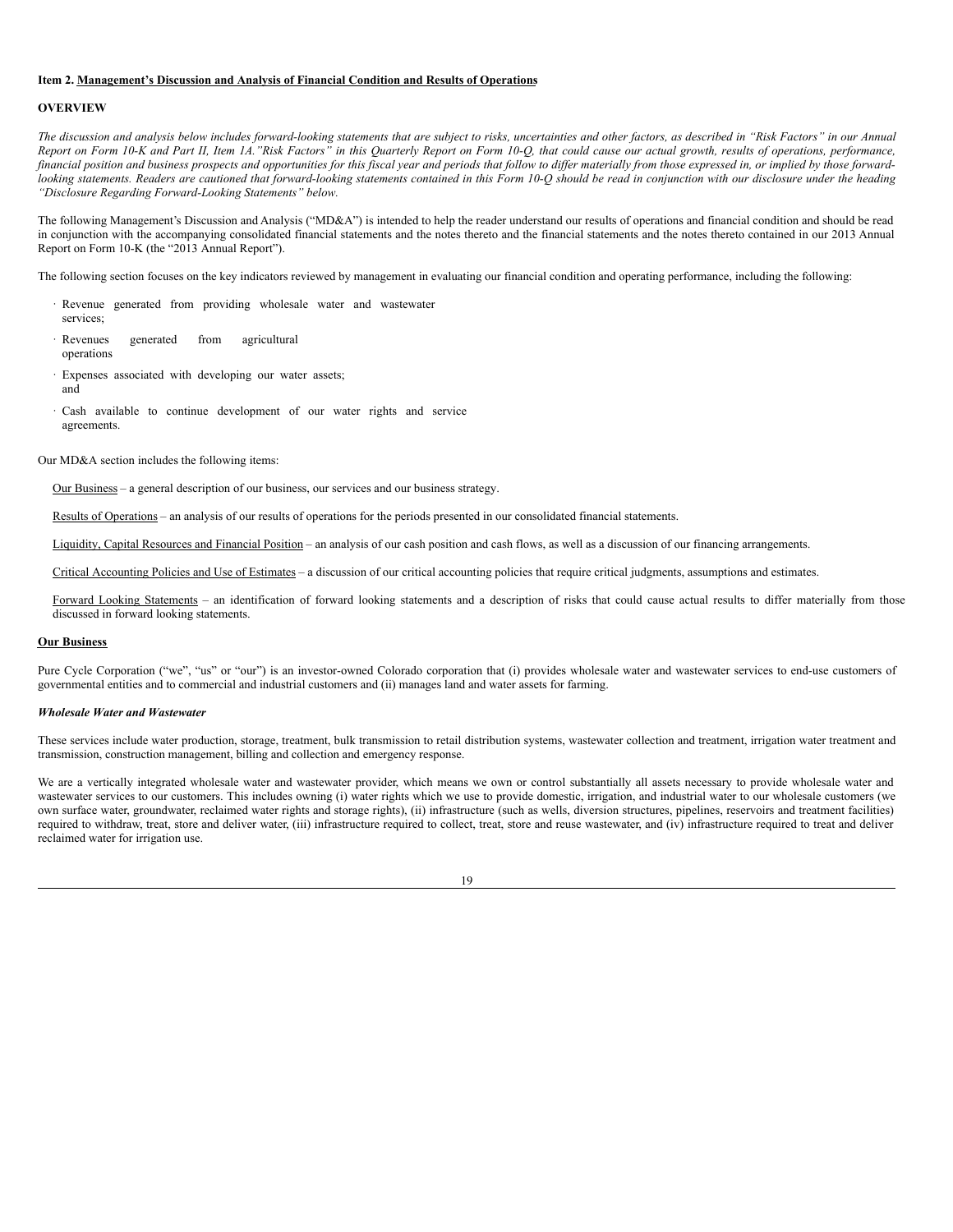**Item 2. Management's Discussion and Analysis of Financial Condition and Results of Operations**

**OVERVIEW**

*The discussion and analysis below includes forward-looking statements that are subject to risks, uncertainties and other factors, as described in "Risk Factors" in our Annual Report on Form 10-K and Part II, Item 1A."Risk Factors" in this Quarterly Report on Form 10-Q, that could cause our actual growth, results of operations, performance, financial position and business prospects and opportunities for this fiscal year and periods that follow to differ materially from those expressed in, or implied by those forward-looking statements. Readers are cautioned that forward-looking statements contained in this Form 10-Q should be read in conjunction with our disclosure under the heading "Disclosure Regarding Forward-Looking Statements" below.*

The following Management's Discussion and Analysis ("MD&A") is intended to help the reader understand our results of operations and financial condition and should be read in conjunction with the accompanying consolidated financial statements and the notes thereto and the financial statements and the notes thereto contained in our 2013 Annual Report on Form 10-K (the "2013 Annual Report").

The following section focuses on the key indicators reviewed by management in evaluating our financial condition and operating performance, including the following:

- Revenue generated from providing wholesale water and wastewater services;
- Revenues generated from agricultural operations
- Expenses associated with developing our water assets; and
- Cash available to continue development of our water rights and service agreements.

Our MD&A section includes the following items:

Our Business – a general description of our business, our services and our business strategy.

Results of Operations – an analysis of our results of operations for the periods presented in our consolidated financial statements.

Liquidity, Capital Resources and Financial Position – an analysis of our cash position and cash flows, as well as a discussion of our financing arrangements.

Critical Accounting Policies and Use of Estimates – a discussion of our critical accounting policies that require critical judgments, assumptions and estimates.

Forward Looking Statements – an identification of forward looking statements and a description of risks that could cause actual results to differ materially from those discussed in forward looking statements.

**Our Business**

Pure Cycle Corporation ("we", "us" or "our") is an investor-owned Colorado corporation that (i) provides wholesale water and wastewater services to end-use customers of governmental entities and to commercial and industrial customers and (ii) manages land and water assets for farming.

***Wholesale Water and Wastewater***

These services include water production, storage, treatment, bulk transmission to retail distribution systems, wastewater collection and treatment, irrigation water treatment and transmission, construction management, billing and collection and emergency response.

We are a vertically integrated wholesale water and wastewater provider, which means we own or control substantially all assets necessary to provide wholesale water and wastewater services to our customers. This includes owning (i) water rights which we use to provide domestic, irrigation, and industrial water to our wholesale customers (we own surface water, groundwater, reclaimed water rights and storage rights), (ii) infrastructure (such as wells, diversion structures, pipelines, reservoirs and treatment facilities) required to withdraw, treat, store and deliver water, (iii) infrastructure required to collect, treat, store and reuse wastewater, and (iv) infrastructure required to treat and deliver reclaimed water for irrigation use.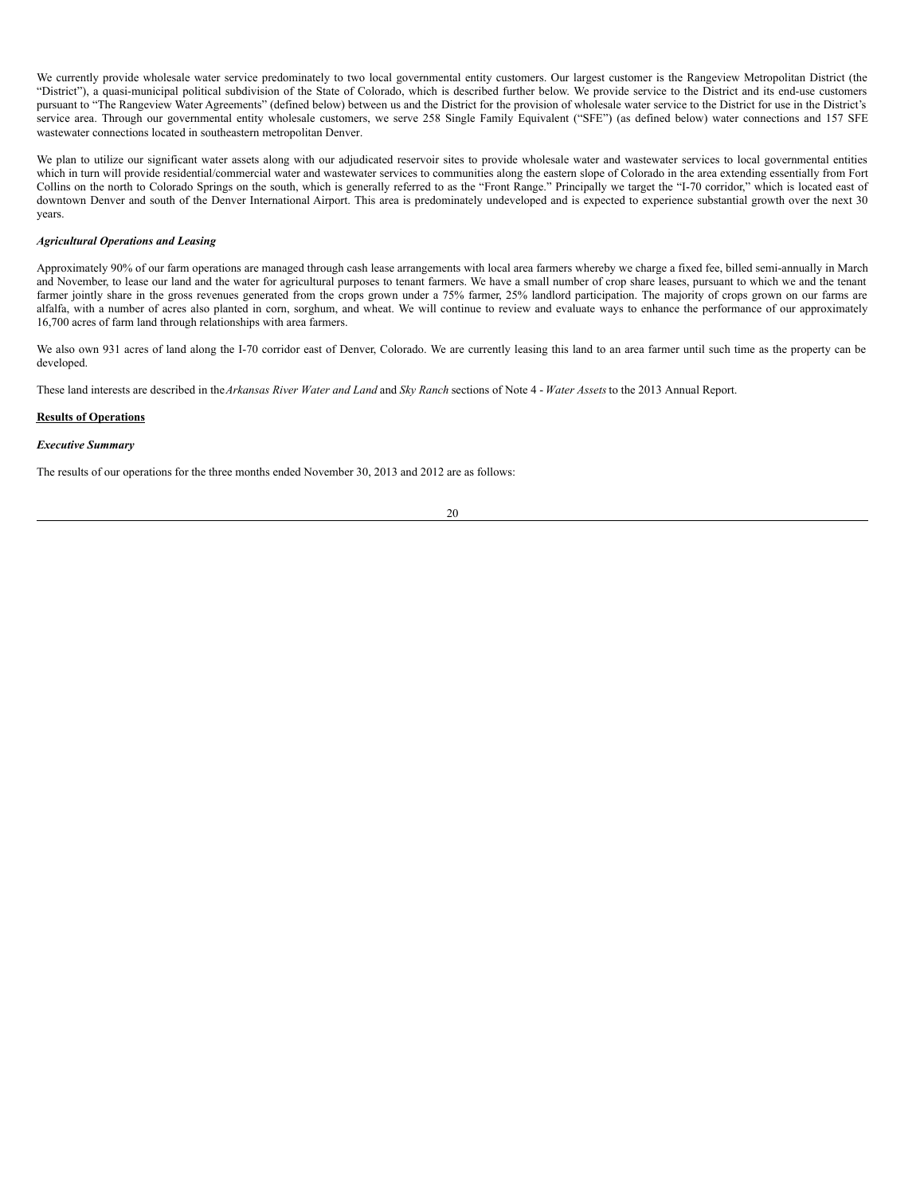We currently provide wholesale water service predominately to two local governmental entity customers. Our largest customer is the Rangeview Metropolitan District (the "District"), a quasi-municipal political subdivision of the State of Colorado, which is described further below. We provide service to the District and its end-use customers pursuant to "The Rangeview Water Agreements" (defined below) between us and the District for the provision of wholesale water service to the District for use in the District's service area. Through our governmental entity wholesale customers, we serve 258 Single Family Equivalent ("SFE") (as defined below) water connections and 157 SFE wastewater connections located in southeastern metropolitan Denver.

We plan to utilize our significant water assets along with our adjudicated reservoir sites to provide wholesale water and wastewater services to local governmental entities which in turn will provide residential/commercial water and wastewater services to communities along the eastern slope of Colorado in the area extending essentially from Fort Collins on the north to Colorado Springs on the south, which is generally referred to as the "Front Range." Principally we target the "I-70 corridor," which is located east of downtown Denver and south of the Denver International Airport. This area is predominately undeveloped and is expected to experience substantial growth over the next 30 years.

***Agricultural Operations and Leasing***

Approximately 90% of our farm operations are managed through cash lease arrangements with local area farmers whereby we charge a fixed fee, billed semi-annually in March and November, to lease our land and the water for agricultural purposes to tenant farmers. We have a small number of crop share leases, pursuant to which we and the tenant farmer jointly share in the gross revenues generated from the crops grown under a 75% farmer, 25% landlord participation. The majority of crops grown on our farms are alfalfa, with a number of acres also planted in corn, sorghum, and wheat. We will continue to review and evaluate ways to enhance the performance of our approximately 16,700 acres of farm land through relationships with area farmers.

We also own 931 acres of land along the I-70 corridor east of Denver, Colorado. We are currently leasing this land to an area farmer until such time as the property can be developed.

These land interests are described in the *Arkansas River Water and Land* and *Sky Ranch* sections of Note 4 - *Water Assets* to the 2013 Annual Report.

**Results of Operations**

***Executive Summary***

The results of our operations for the three months ended November 30, 2013 and 2012 are as follows: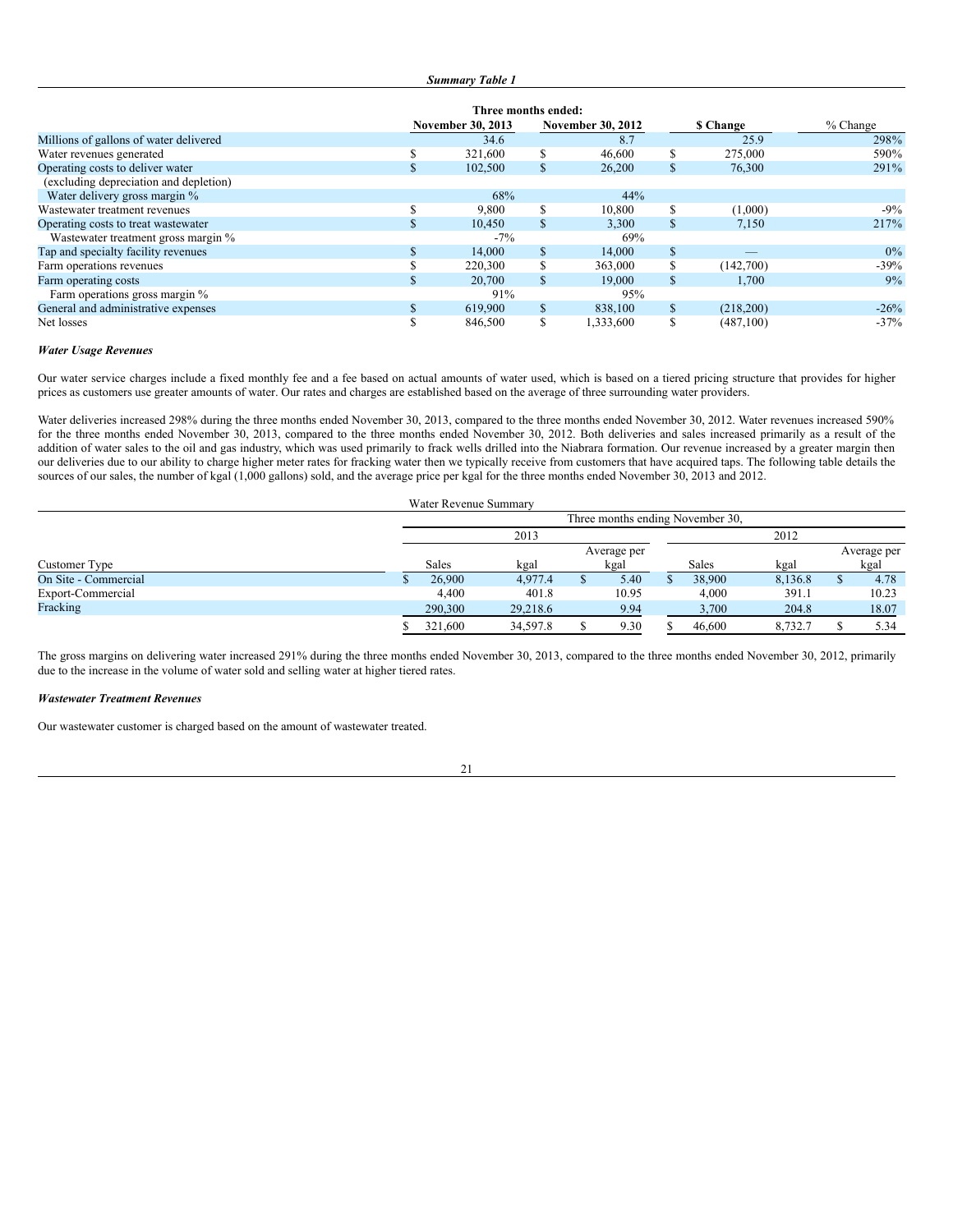***Summary Table 1***

| | Three months ended: | | | |
|---|---|---|---|---|
| | November 30, 2013 | November 30, 2012 | $ Change | % Change |
| Millions of gallons of water delivered | 34.6 | 8.7 | 25.9 | 298% |
| Water revenues generated | $ 321,600 | $ 46,600 | $ 275,000 | 590% |
| Operating costs to deliver water (excluding depreciation and depletion) | $ 102,500 | $ 26,200 | $ 76,300 | 291% |
| Water delivery gross margin % | 68% | 44% | | |
| Wastewater treatment revenues | $ 9,800 | $ 10,800 | $ (1,000) | -9% |
| Operating costs to treat wastewater | $ 10,450 | $ 3,300 | $ 7,150 | 217% |
| Wastewater treatment gross margin % | -7% | 69% | | |
| Tap and specialty facility revenues | $ 14,000 | $ 14,000 | $ — | 0% |
| Farm operations revenues | $ 220,300 | $ 363,000 | $ (142,700) | -39% |
| Farm operating costs | $ 20,700 | $ 19,000 | $ 1,700 | 9% |
| Farm operations gross margin % | 91% | 95% | | |
| General and administrative expenses | $ 619,900 | $ 838,100 | $ (218,200) | -26% |
| Net losses | $ 846,500 | $ 1,333,600 | $ (487,100) | -37% |

***Water Usage Revenues***

Our water service charges include a fixed monthly fee and a fee based on actual amounts of water used, which is based on a tiered pricing structure that provides for higher prices as customers use greater amounts of water. Our rates and charges are established based on the average of three surrounding water providers.

Water deliveries increased 298% during the three months ended November 30, 2013, compared to the three months ended November 30, 2012. Water revenues increased 590% for the three months ended November 30, 2013, compared to the three months ended November 30, 2012. Both deliveries and sales increased primarily as a result of the addition of water sales to the oil and gas industry, which was used primarily to frack wells drilled into the Niabrara formation. Our revenue increased by a greater margin then our deliveries due to our ability to charge higher meter rates for fracking water then we typically receive from customers that have acquired taps. The following table details the sources of our sales, the number of kgal (1,000 gallons) sold, and the average price per kgal for the three months ended November 30, 2013 and 2012.

Water Revenue Summary

| | Three months ending November 30, | | | | | |
|---|---|---|---|---|---|---|
| | 2013 | | | 2012 | | |
| Customer Type | Sales | kgal | Average per kgal | Sales | kgal | Average per kgal |
| On Site - Commercial | $ 26,900 | 4,977.4 | $ 5.40 | $ 38,900 | 8,136.8 | $ 4.78 |
| Export-Commercial | 4,400 | 401.8 | 10.95 | 4,000 | 391.1 | 10.23 |
| Fracking | 290,300 | 29,218.6 | 9.94 | 3,700 | 204.8 | 18.07 |
| | $ 321,600 | 34,597.8 | $ 9.30 | $ 46,600 | 8,732.7 | $ 5.34 |

The gross margins on delivering water increased 291% during the three months ended November 30, 2013, compared to the three months ended November 30, 2012, primarily due to the increase in the volume of water sold and selling water at higher tiered rates.

***Wastewater Treatment Revenues***

Our wastewater customer is charged based on the amount of wastewater treated.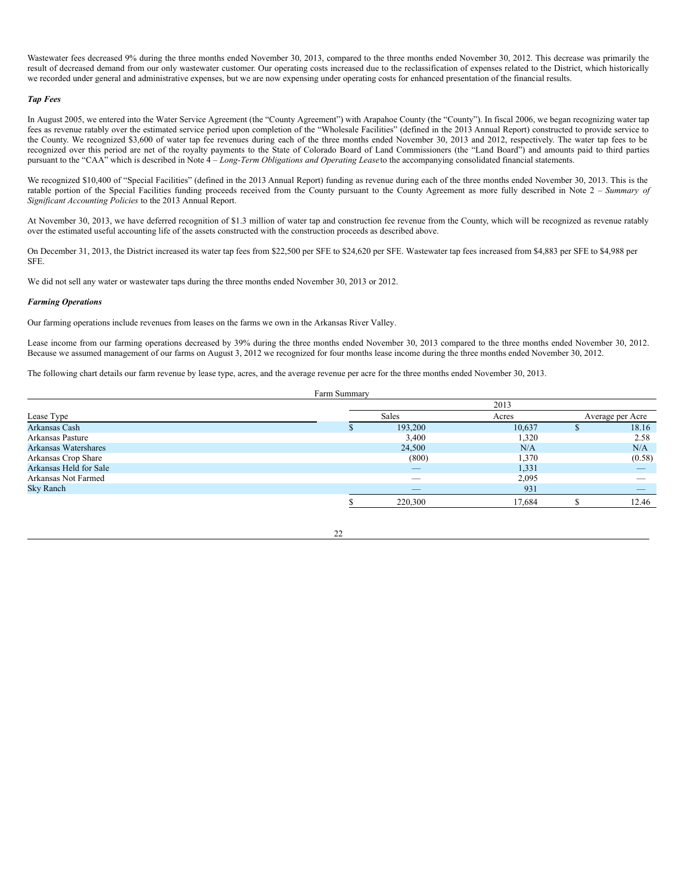Wastewater fees decreased 9% during the three months ended November 30, 2013, compared to the three months ended November 30, 2012. This decrease was primarily the result of decreased demand from our only wastewater customer. Our operating costs increased due to the reclassification of expenses related to the District, which historically we recorded under general and administrative expenses, but we are now expensing under operating costs for enhanced presentation of the financial results.

***Tap Fees***

In August 2005, we entered into the Water Service Agreement (the "County Agreement") with Arapahoe County (the "County"). In fiscal 2006, we began recognizing water tap fees as revenue ratably over the estimated service period upon completion of the "Wholesale Facilities" (defined in the 2013 Annual Report) constructed to provide service to the County. We recognized $3,600 of water tap fee revenues during each of the three months ended November 30, 2013 and 2012, respectively. The water tap fees to be recognized over this period are net of the royalty payments to the State of Colorado Board of Land Commissioners (the "Land Board") and amounts paid to third parties pursuant to the "CAA" which is described in Note 4 – *Long-Term Obligations and Operating Lease* to the accompanying consolidated financial statements.

We recognized $10,400 of "Special Facilities" (defined in the 2013 Annual Report) funding as revenue during each of the three months ended November 30, 2013. This is the ratable portion of the Special Facilities funding proceeds received from the County pursuant to the County Agreement as more fully described in Note 2 – *Summary of Significant Accounting Policies* to the 2013 Annual Report.

At November 30, 2013, we have deferred recognition of $1.3 million of water tap and construction fee revenue from the County, which will be recognized as revenue ratably over the estimated useful accounting life of the assets constructed with the construction proceeds as described above.

On December 31, 2013, the District increased its water tap fees from $22,500 per SFE to $24,620 per SFE. Wastewater tap fees increased from $4,883 per SFE to $4,988 per SFE.

We did not sell any water or wastewater taps during the three months ended November 30, 2013 or 2012.

***Farming Operations***

Our farming operations include revenues from leases on the farms we own in the Arkansas River Valley.

Lease income from our farming operations decreased by 39% during the three months ended November 30, 2013 compared to the three months ended November 30, 2012. Because we assumed management of our farms on August 3, 2012 we recognized for four months lease income during the three months ended November 30, 2012.

The following chart details our farm revenue by lease type, acres, and the average revenue per acre for the three months ended November 30, 2013.

Farm Summary

| | 2013 | | |
|---|---|---|---|
| Lease Type | Sales | Acres | Average per Acre |
| Arkansas Cash | $ 193,200 | 10,637 | $ 18.16 |
| Arkansas Pasture | 3,400 | 1,320 | 2.58 |
| Arkansas Watershares | 24,500 | N/A | N/A |
| Arkansas Crop Share | (800) | 1,370 | (0.58) |
| Arkansas Held for Sale | — | 1,331 | — |
| Arkansas Not Farmed | — | 2,095 | — |
| Sky Ranch | — | 931 | — |
| | $ 220,300 | 17,684 | $ 12.46 |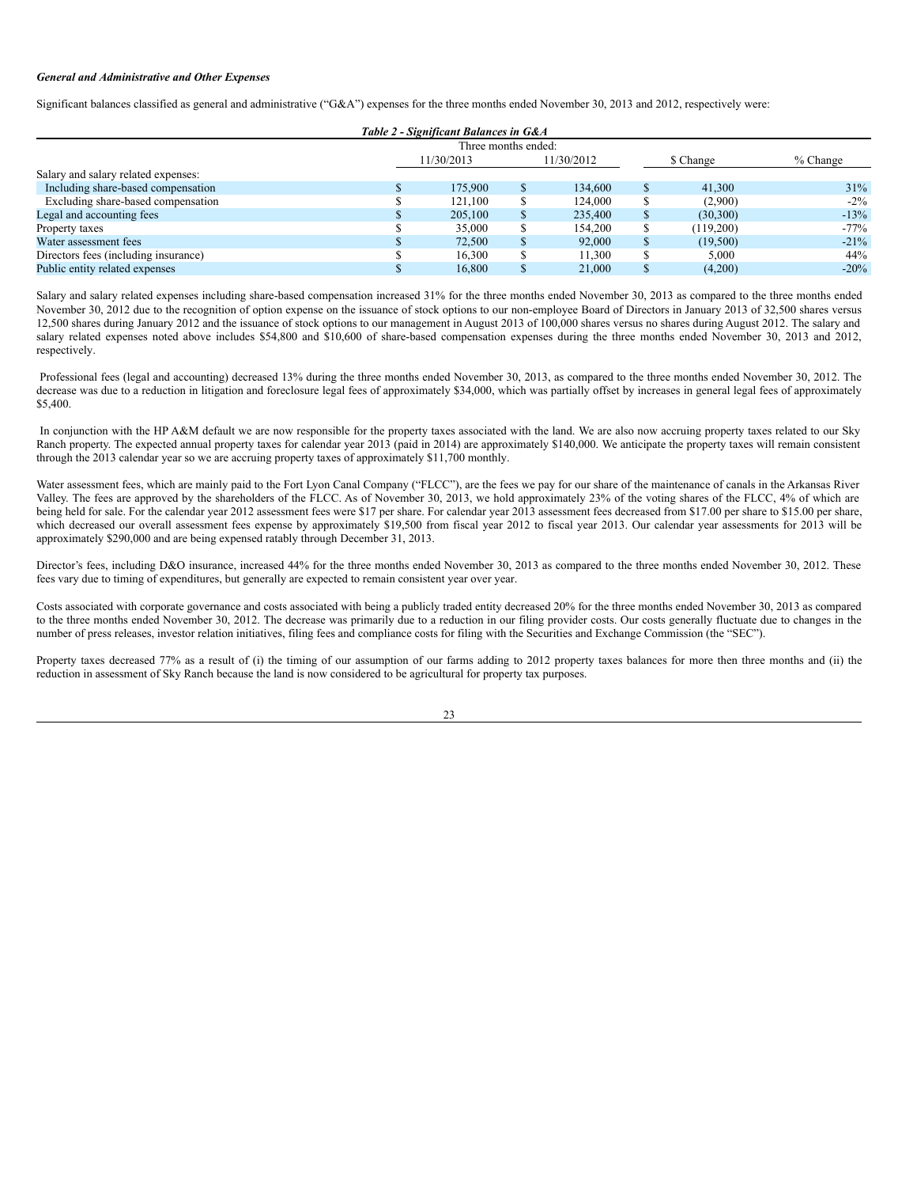***General and Administrative and Other Expenses***

Significant balances classified as general and administrative ("G&A") expenses for the three months ended November 30, 2013 and 2012, respectively were:

***Table 2 - Significant Balances in G&A***

| | Three months ended: | | | |
|---|---|---|---|---|
| | 11/30/2013 | 11/30/2012 | $ Change | % Change |
| Salary and salary related expenses: | | | | |
| Including share-based compensation | $ 175,900 | $ 134,600 | $ 41,300 | 31% |
| Excluding share-based compensation | $ 121,100 | $ 124,000 | $ (2,900) | -2% |
| Legal and accounting fees | $ 205,100 | $ 235,400 | $ (30,300) | -13% |
| Property taxes | $ 35,000 | $ 154,200 | $ (119,200) | -77% |
| Water assessment fees | $ 72,500 | $ 92,000 | $ (19,500) | -21% |
| Directors fees (including insurance) | $ 16,300 | $ 11,300 | $ 5,000 | 44% |
| Public entity related expenses | $ 16,800 | $ 21,000 | $ (4,200) | -20% |

Salary and salary related expenses including share-based compensation increased 31% for the three months ended November 30, 2013 as compared to the three months ended November 30, 2012 due to the recognition of option expense on the issuance of stock options to our non-employee Board of Directors in January 2013 of 32,500 shares versus 12,500 shares during January 2012 and the issuance of stock options to our management in August 2013 of 100,000 shares versus no shares during August 2012. The salary and salary related expenses noted above includes $54,800 and $10,600 of share-based compensation expenses during the three months ended November 30, 2013 and 2012, respectively.

Professional fees (legal and accounting) decreased 13% during the three months ended November 30, 2013, as compared to the three months ended November 30, 2012. The decrease was due to a reduction in litigation and foreclosure legal fees of approximately $34,000, which was partially offset by increases in general legal fees of approximately $5,400.

In conjunction with the HP A&M default we are now responsible for the property taxes associated with the land. We are also now accruing property taxes related to our Sky Ranch property. The expected annual property taxes for calendar year 2013 (paid in 2014) are approximately $140,000. We anticipate the property taxes will remain consistent through the 2013 calendar year so we are accruing property taxes of approximately $11,700 monthly.

Water assessment fees, which are mainly paid to the Fort Lyon Canal Company ("FLCC"), are the fees we pay for our share of the maintenance of canals in the Arkansas River Valley. The fees are approved by the shareholders of the FLCC. As of November 30, 2013, we hold approximately 23% of the voting shares of the FLCC, 4% of which are being held for sale. For the calendar year 2012 assessment fees were $17 per share. For calendar year 2013 assessment fees decreased from $17.00 per share to $15.00 per share, which decreased our overall assessment fees expense by approximately $19,500 from fiscal year 2012 to fiscal year 2013. Our calendar year assessments for 2013 will be approximately $290,000 and are being expensed ratably through December 31, 2013.

Director's fees, including D&O insurance, increased 44% for the three months ended November 30, 2013 as compared to the three months ended November 30, 2012. These fees vary due to timing of expenditures, but generally are expected to remain consistent year over year.

Costs associated with corporate governance and costs associated with being a publicly traded entity decreased 20% for the three months ended November 30, 2013 as compared to the three months ended November 30, 2012. The decrease was primarily due to a reduction in our filing provider costs. Our costs generally fluctuate due to changes in the number of press releases, investor relation initiatives, filing fees and compliance costs for filing with the Securities and Exchange Commission (the "SEC").

Property taxes decreased 77% as a result of (i) the timing of our assumption of our farms adding to 2012 property taxes balances for more then three months and (ii) the reduction in assessment of Sky Ranch because the land is now considered to be agricultural for property tax purposes.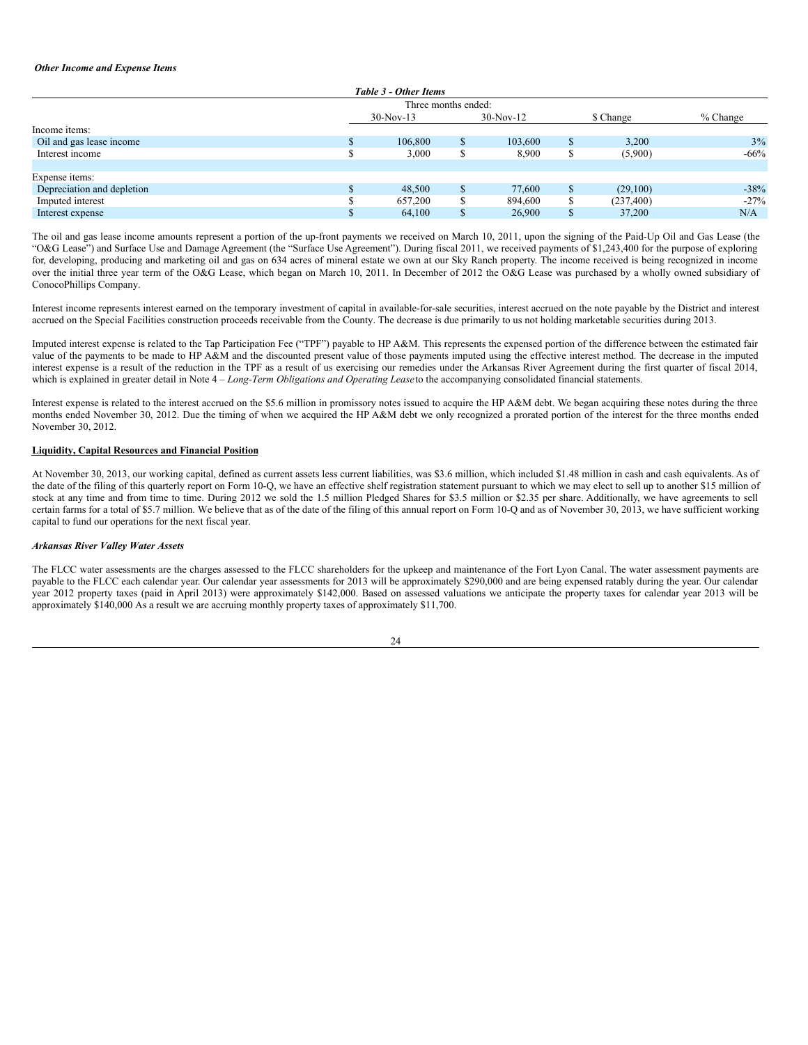*Other Income and Expense Items*

| *Table 3 - Other Items* | | | | |
|---|---|---|---|---|
| | Three months ended: | | | |
| | 30-Nov-13 | 30-Nov-12 | $ Change | % Change |
| Income items: | | | | |
| Oil and gas lease income | $ 106,800 | $ 103,600 | $ 3,200 | 3% |
| Interest income | $ 3,000 | $ 8,900 | $ (5,900) | -66% |
| | | | | |
| Expense items: | | | | |
| Depreciation and depletion | $ 48,500 | $ 77,600 | $ (29,100) | -38% |
| Imputed interest | $ 657,200 | $ 894,600 | $ (237,400) | -27% |
| Interest expense | $ 64,100 | $ 26,900 | $ 37,200 | N/A |

The oil and gas lease income amounts represent a portion of the up-front payments we received on March 10, 2011, upon the signing of the Paid-Up Oil and Gas Lease (the "O&G Lease") and Surface Use and Damage Agreement (the "Surface Use Agreement"). During fiscal 2011, we received payments of $1,243,400 for the purpose of exploring for, developing, producing and marketing oil and gas on 634 acres of mineral estate we own at our Sky Ranch property. The income received is being recognized in income over the initial three year term of the O&G Lease, which began on March 10, 2011. In December of 2012 the O&G Lease was purchased by a wholly owned subsidiary of ConocoPhillips Company.

Interest income represents interest earned on the temporary investment of capital in available-for-sale securities, interest accrued on the note payable by the District and interest accrued on the Special Facilities construction proceeds receivable from the County. The decrease is due primarily to us not holding marketable securities during 2013.

Imputed interest expense is related to the Tap Participation Fee ("TPF") payable to HP A&M. This represents the expensed portion of the difference between the estimated fair value of the payments to be made to HP A&M and the discounted present value of those payments imputed using the effective interest method. The decrease in the imputed interest expense is a result of the reduction in the TPF as a result of us exercising our remedies under the Arkansas River Agreement during the first quarter of fiscal 2014, which is explained in greater detail in Note 4 – *Long-Term Obligations and Operating Lease* to the accompanying consolidated financial statements.

Interest expense is related to the interest accrued on the $5.6 million in promissory notes issued to acquire the HP A&M debt. We began acquiring these notes during the three months ended November 30, 2012. Due the timing of when we acquired the HP A&M debt we only recognized a prorated portion of the interest for the three months ended November 30, 2012.

**Liquidity, Capital Resources and Financial Position**

At November 30, 2013, our working capital, defined as current assets less current liabilities, was $3.6 million, which included $1.48 million in cash and cash equivalents. As of the date of the filing of this quarterly report on Form 10-Q, we have an effective shelf registration statement pursuant to which we may elect to sell up to another $15 million of stock at any time and from time to time. During 2012 we sold the 1.5 million Pledged Shares for $3.5 million or $2.35 per share. Additionally, we have agreements to sell certain farms for a total of $5.7 million. We believe that as of the date of the filing of this annual report on Form 10-Q and as of November 30, 2013, we have sufficient working capital to fund our operations for the next fiscal year.

*Arkansas River Valley Water Assets*

The FLCC water assessments are the charges assessed to the FLCC shareholders for the upkeep and maintenance of the Fort Lyon Canal. The water assessment payments are payable to the FLCC each calendar year. Our calendar year assessments for 2013 will be approximately $290,000 and are being expensed ratably during the year. Our calendar year 2012 property taxes (paid in April 2013) were approximately $142,000. Based on assessed valuations we anticipate the property taxes for calendar year 2013 will be approximately $140,000 As a result we are accruing monthly property taxes of approximately $11,700.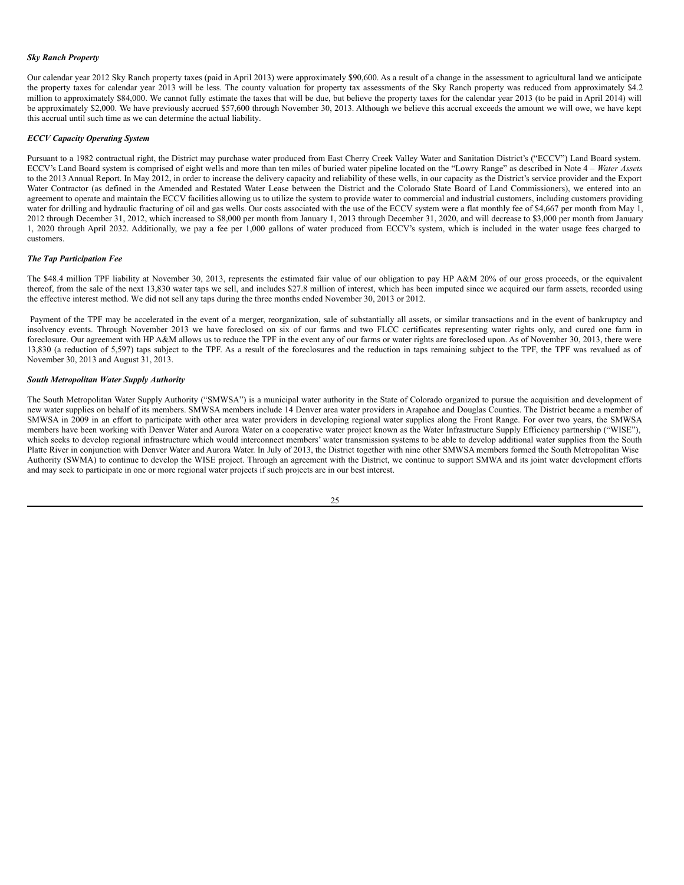***Sky Ranch Property***

Our calendar year 2012 Sky Ranch property taxes (paid in April 2013) were approximately $90,600. As a result of a change in the assessment to agricultural land we anticipate the property taxes for calendar year 2013 will be less. The county valuation for property tax assessments of the Sky Ranch property was reduced from approximately $4.2 million to approximately $84,000. We cannot fully estimate the taxes that will be due, but believe the property taxes for the calendar year 2013 (to be paid in April 2014) will be approximately $2,000. We have previously accrued $57,600 through November 30, 2013. Although we believe this accrual exceeds the amount we will owe, we have kept this accrual until such time as we can determine the actual liability.

***ECCV Capacity Operating System***

Pursuant to a 1982 contractual right, the District may purchase water produced from East Cherry Creek Valley Water and Sanitation District's ("ECCV") Land Board system. ECCV's Land Board system is comprised of eight wells and more than ten miles of buried water pipeline located on the "Lowry Range" as described in Note 4 – *Water Assets* to the 2013 Annual Report. In May 2012, in order to increase the delivery capacity and reliability of these wells, in our capacity as the District's service provider and the Export Water Contractor (as defined in the Amended and Restated Water Lease between the District and the Colorado State Board of Land Commissioners), we entered into an agreement to operate and maintain the ECCV facilities allowing us to utilize the system to provide water to commercial and industrial customers, including customers providing water for drilling and hydraulic fracturing of oil and gas wells. Our costs associated with the use of the ECCV system were a flat monthly fee of $4,667 per month from May 1, 2012 through December 31, 2012, which increased to $8,000 per month from January 1, 2013 through December 31, 2020, and will decrease to $3,000 per month from January 1, 2020 through April 2032. Additionally, we pay a fee per 1,000 gallons of water produced from ECCV's system, which is included in the water usage fees charged to customers.

***The Tap Participation Fee***

The $48.4 million TPF liability at November 30, 2013, represents the estimated fair value of our obligation to pay HP A&M 20% of our gross proceeds, or the equivalent thereof, from the sale of the next 13,830 water taps we sell, and includes $27.8 million of interest, which has been imputed since we acquired our farm assets, recorded using the effective interest method. We did not sell any taps during the three months ended November 30, 2013 or 2012.

Payment of the TPF may be accelerated in the event of a merger, reorganization, sale of substantially all assets, or similar transactions and in the event of bankruptcy and insolvency events. Through November 2013 we have foreclosed on six of our farms and two FLCC certificates representing water rights only, and cured one farm in foreclosure. Our agreement with HP A&M allows us to reduce the TPF in the event any of our farms or water rights are foreclosed upon. As of November 30, 2013, there were 13,830 (a reduction of 5,597) taps subject to the TPF. As a result of the foreclosures and the reduction in taps remaining subject to the TPF, the TPF was revalued as of November 30, 2013 and August 31, 2013.

***South Metropolitan Water Supply Authority***

The South Metropolitan Water Supply Authority ("SMWSA") is a municipal water authority in the State of Colorado organized to pursue the acquisition and development of new water supplies on behalf of its members. SMWSA members include 14 Denver area water providers in Arapahoe and Douglas Counties. The District became a member of SMWSA in 2009 in an effort to participate with other area water providers in developing regional water supplies along the Front Range. For over two years, the SMWSA members have been working with Denver Water and Aurora Water on a cooperative water project known as the Water Infrastructure Supply Efficiency partnership ("WISE"), which seeks to develop regional infrastructure which would interconnect members' water transmission systems to be able to develop additional water supplies from the South Platte River in conjunction with Denver Water and Aurora Water. In July of 2013, the District together with nine other SMWSA members formed the South Metropolitan Wise Authority (SWMA) to continue to develop the WISE project. Through an agreement with the District, we continue to support SMWA and its joint water development efforts and may seek to participate in one or more regional water projects if such projects are in our best interest.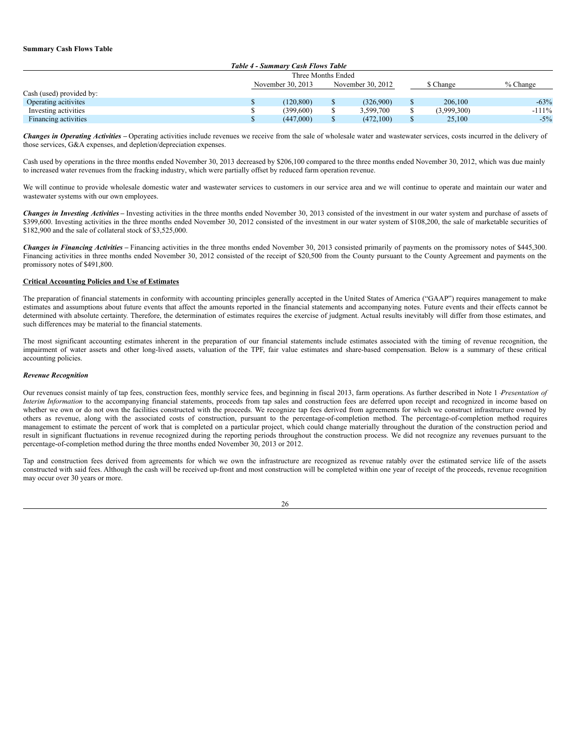**Summary Cash Flows Table**

*Table 4 - Summary Cash Flows Table*

| | Three Months Ended | | | |
|---|---|---|---|---|
| | November 30, 2013 | November 30, 2012 | $ Change | % Change |
| Cash (used) provided by: | | | | |
| Operating acitivites | $ (120,800) | $ (326,900) | $ 206,100 | -63% |
| Investing activities | $ (399,600) | $ 3,599,700 | $ (3,999,300) | -111% |
| Financing activities | $ (447,000) | $ (472,100) | $ 25,100 | -5% |

***Changes in Operating Activities –*** Operating activities include revenues we receive from the sale of wholesale water and wastewater services, costs incurred in the delivery of those services, G&A expenses, and depletion/depreciation expenses.

Cash used by operations in the three months ended November 30, 2013 decreased by $206,100 compared to the three months ended November 30, 2012, which was due mainly to increased water revenues from the fracking industry, which were partially offset by reduced farm operation revenue.

We will continue to provide wholesale domestic water and wastewater services to customers in our service area and we will continue to operate and maintain our water and wastewater systems with our own employees.

***Changes in Investing Activities –*** Investing activities in the three months ended November 30, 2013 consisted of the investment in our water system and purchase of assets of $399,600. Investing activities in the three months ended November 30, 2012 consisted of the investment in our water system of $108,200, the sale of marketable securities of $182,900 and the sale of collateral stock of $3,525,000.

***Changes in Financing Activities –*** Financing activities in the three months ended November 30, 2013 consisted primarily of payments on the promissory notes of $445,300. Financing activities in three months ended November 30, 2012 consisted of the receipt of $20,500 from the County pursuant to the County Agreement and payments on the promissory notes of $491,800.

**Critical Accounting Policies and Use of Estimates**

The preparation of financial statements in conformity with accounting principles generally accepted in the United States of America ("GAAP") requires management to make estimates and assumptions about future events that affect the amounts reported in the financial statements and accompanying notes. Future events and their effects cannot be determined with absolute certainty. Therefore, the determination of estimates requires the exercise of judgment. Actual results inevitably will differ from those estimates, and such differences may be material to the financial statements.

The most significant accounting estimates inherent in the preparation of our financial statements include estimates associated with the timing of revenue recognition, the impairment of water assets and other long-lived assets, valuation of the TPF, fair value estimates and share-based compensation. Below is a summary of these critical accounting policies.

***Revenue Recognition***

Our revenues consist mainly of tap fees, construction fees, monthly service fees, and beginning in fiscal 2013, farm operations. As further described in Note 1 – *Presentation of Interim Information* to the accompanying financial statements, proceeds from tap sales and construction fees are deferred upon receipt and recognized in income based on whether we own or do not own the facilities constructed with the proceeds. We recognize tap fees derived from agreements for which we construct infrastructure owned by others as revenue, along with the associated costs of construction, pursuant to the percentage-of-completion method. The percentage-of-completion method requires management to estimate the percent of work that is completed on a particular project, which could change materially throughout the duration of the construction period and result in significant fluctuations in revenue recognized during the reporting periods throughout the construction process. We did not recognize any revenues pursuant to the percentage-of-completion method during the three months ended November 30, 2013 or 2012.

Tap and construction fees derived from agreements for which we own the infrastructure are recognized as revenue ratably over the estimated service life of the assets constructed with said fees. Although the cash will be received up-front and most construction will be completed within one year of receipt of the proceeds, revenue recognition may occur over 30 years or more.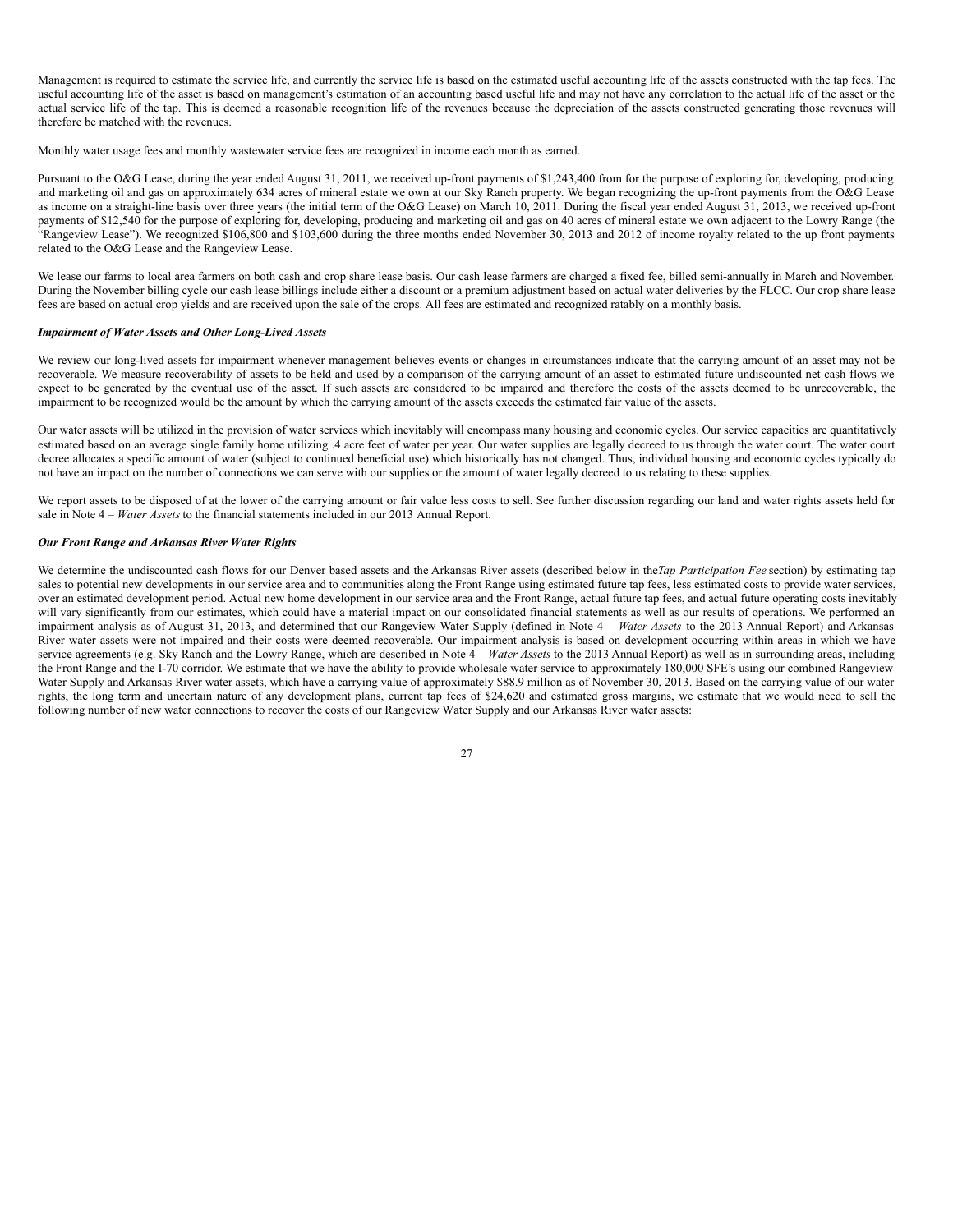Management is required to estimate the service life, and currently the service life is based on the estimated useful accounting life of the assets constructed with the tap fees. The useful accounting life of the asset is based on management's estimation of an accounting based useful life and may not have any correlation to the actual life of the asset or the actual service life of the tap. This is deemed a reasonable recognition life of the revenues because the depreciation of the assets constructed generating those revenues will therefore be matched with the revenues.

Monthly water usage fees and monthly wastewater service fees are recognized in income each month as earned.

Pursuant to the O&G Lease, during the year ended August 31, 2011, we received up-front payments of $1,243,400 from for the purpose of exploring for, developing, producing and marketing oil and gas on approximately 634 acres of mineral estate we own at our Sky Ranch property. We began recognizing the up-front payments from the O&G Lease as income on a straight-line basis over three years (the initial term of the O&G Lease) on March 10, 2011. During the fiscal year ended August 31, 2013, we received up-front payments of $12,540 for the purpose of exploring for, developing, producing and marketing oil and gas on 40 acres of mineral estate we own adjacent to the Lowry Range (the "Rangeview Lease"). We recognized $106,800 and $103,600 during the three months ended November 30, 2013 and 2012 of income royalty related to the up front payments related to the O&G Lease and the Rangeview Lease.

We lease our farms to local area farmers on both cash and crop share lease basis. Our cash lease farmers are charged a fixed fee, billed semi-annually in March and November. During the November billing cycle our cash lease billings include either a discount or a premium adjustment based on actual water deliveries by the FLCC. Our crop share lease fees are based on actual crop yields and are received upon the sale of the crops. All fees are estimated and recognized ratably on a monthly basis.

***Impairment of Water Assets and Other Long-Lived Assets***

We review our long-lived assets for impairment whenever management believes events or changes in circumstances indicate that the carrying amount of an asset may not be recoverable. We measure recoverability of assets to be held and used by a comparison of the carrying amount of an asset to estimated future undiscounted net cash flows we expect to be generated by the eventual use of the asset. If such assets are considered to be impaired and therefore the costs of the assets deemed to be unrecoverable, the impairment to be recognized would be the amount by which the carrying amount of the assets exceeds the estimated fair value of the assets.

Our water assets will be utilized in the provision of water services which inevitably will encompass many housing and economic cycles. Our service capacities are quantitatively estimated based on an average single family home utilizing .4 acre feet of water per year. Our water supplies are legally decreed to us through the water court. The water court decree allocates a specific amount of water (subject to continued beneficial use) which historically has not changed. Thus, individual housing and economic cycles typically do not have an impact on the number of connections we can serve with our supplies or the amount of water legally decreed to us relating to these supplies.

We report assets to be disposed of at the lower of the carrying amount or fair value less costs to sell. See further discussion regarding our land and water rights assets held for sale in Note 4 – *Water Assets* to the financial statements included in our 2013 Annual Report.

***Our Front Range and Arkansas River Water Rights***

We determine the undiscounted cash flows for our Denver based assets and the Arkansas River assets (described below in the *Tap Participation Fee* section) by estimating tap sales to potential new developments in our service area and to communities along the Front Range using estimated future tap fees, less estimated costs to provide water services, over an estimated development period. Actual new home development in our service area and the Front Range, actual future tap fees, and actual future operating costs inevitably will vary significantly from our estimates, which could have a material impact on our consolidated financial statements as well as our results of operations. We performed an impairment analysis as of August 31, 2013, and determined that our Rangeview Water Supply (defined in Note 4 – *Water Assets* to the 2013 Annual Report) and Arkansas River water assets were not impaired and their costs were deemed recoverable. Our impairment analysis is based on development occurring within areas in which we have service agreements (e.g. Sky Ranch and the Lowry Range, which are described in Note 4 – *Water Assets* to the 2013 Annual Report) as well as in surrounding areas, including the Front Range and the I-70 corridor. We estimate that we have the ability to provide wholesale water service to approximately 180,000 SFE's using our combined Rangeview Water Supply and Arkansas River water assets, which have a carrying value of approximately $88.9 million as of November 30, 2013. Based on the carrying value of our water rights, the long term and uncertain nature of any development plans, current tap fees of $24,620 and estimated gross margins, we estimate that we would need to sell the following number of new water connections to recover the costs of our Rangeview Water Supply and our Arkansas River water assets: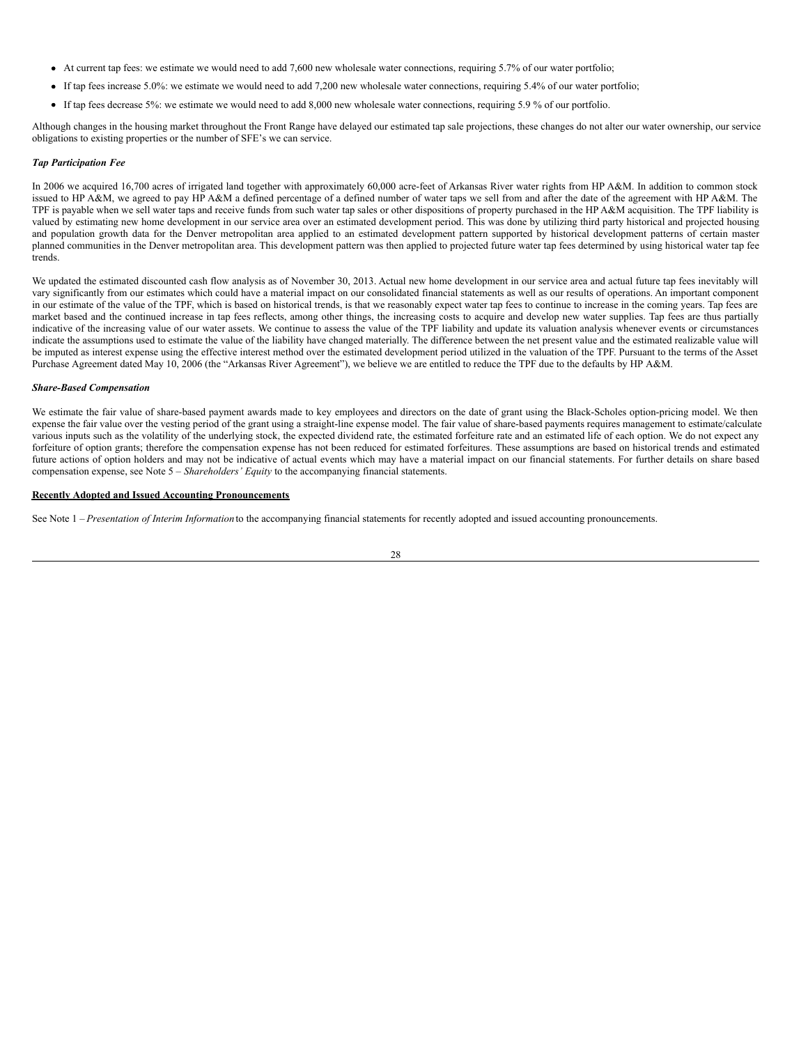- At current tap fees: we estimate we would need to add 7,600 new wholesale water connections, requiring 5.7% of our water portfolio;
- If tap fees increase 5.0%: we estimate we would need to add 7,200 new wholesale water connections, requiring 5.4% of our water portfolio;
- If tap fees decrease 5%: we estimate we would need to add 8,000 new wholesale water connections, requiring 5.9 % of our portfolio.

Although changes in the housing market throughout the Front Range have delayed our estimated tap sale projections, these changes do not alter our water ownership, our service obligations to existing properties or the number of SFE's we can service.

***Tap Participation Fee***

In 2006 we acquired 16,700 acres of irrigated land together with approximately 60,000 acre-feet of Arkansas River water rights from HP A&M. In addition to common stock issued to HP A&M, we agreed to pay HP A&M a defined percentage of a defined number of water taps we sell from and after the date of the agreement with HP A&M. The TPF is payable when we sell water taps and receive funds from such water tap sales or other dispositions of property purchased in the HP A&M acquisition. The TPF liability is valued by estimating new home development in our service area over an estimated development period. This was done by utilizing third party historical and projected housing and population growth data for the Denver metropolitan area applied to an estimated development pattern supported by historical development patterns of certain master planned communities in the Denver metropolitan area. This development pattern was then applied to projected future water tap fees determined by using historical water tap fee trends.

We updated the estimated discounted cash flow analysis as of November 30, 2013. Actual new home development in our service area and actual future tap fees inevitably will vary significantly from our estimates which could have a material impact on our consolidated financial statements as well as our results of operations. An important component in our estimate of the value of the TPF, which is based on historical trends, is that we reasonably expect water tap fees to continue to increase in the coming years. Tap fees are market based and the continued increase in tap fees reflects, among other things, the increasing costs to acquire and develop new water supplies. Tap fees are thus partially indicative of the increasing value of our water assets. We continue to assess the value of the TPF liability and update its valuation analysis whenever events or circumstances indicate the assumptions used to estimate the value of the liability have changed materially. The difference between the net present value and the estimated realizable value will be imputed as interest expense using the effective interest method over the estimated development period utilized in the valuation of the TPF. Pursuant to the terms of the Asset Purchase Agreement dated May 10, 2006 (the "Arkansas River Agreement"), we believe we are entitled to reduce the TPF due to the defaults by HP A&M.

***Share-Based Compensation***

We estimate the fair value of share-based payment awards made to key employees and directors on the date of grant using the Black-Scholes option-pricing model. We then expense the fair value over the vesting period of the grant using a straight-line expense model. The fair value of share-based payments requires management to estimate/calculate various inputs such as the volatility of the underlying stock, the expected dividend rate, the estimated forfeiture rate and an estimated life of each option. We do not expect any forfeiture of option grants; therefore the compensation expense has not been reduced for estimated forfeitures. These assumptions are based on historical trends and estimated future actions of option holders and may not be indicative of actual events which may have a material impact on our financial statements. For further details on share based compensation expense, see Note 5 – *Shareholders' Equity* to the accompanying financial statements.

**Recently Adopted and Issued Accounting Pronouncements**

See Note 1 – *Presentation of Interim Information* to the accompanying financial statements for recently adopted and issued accounting pronouncements.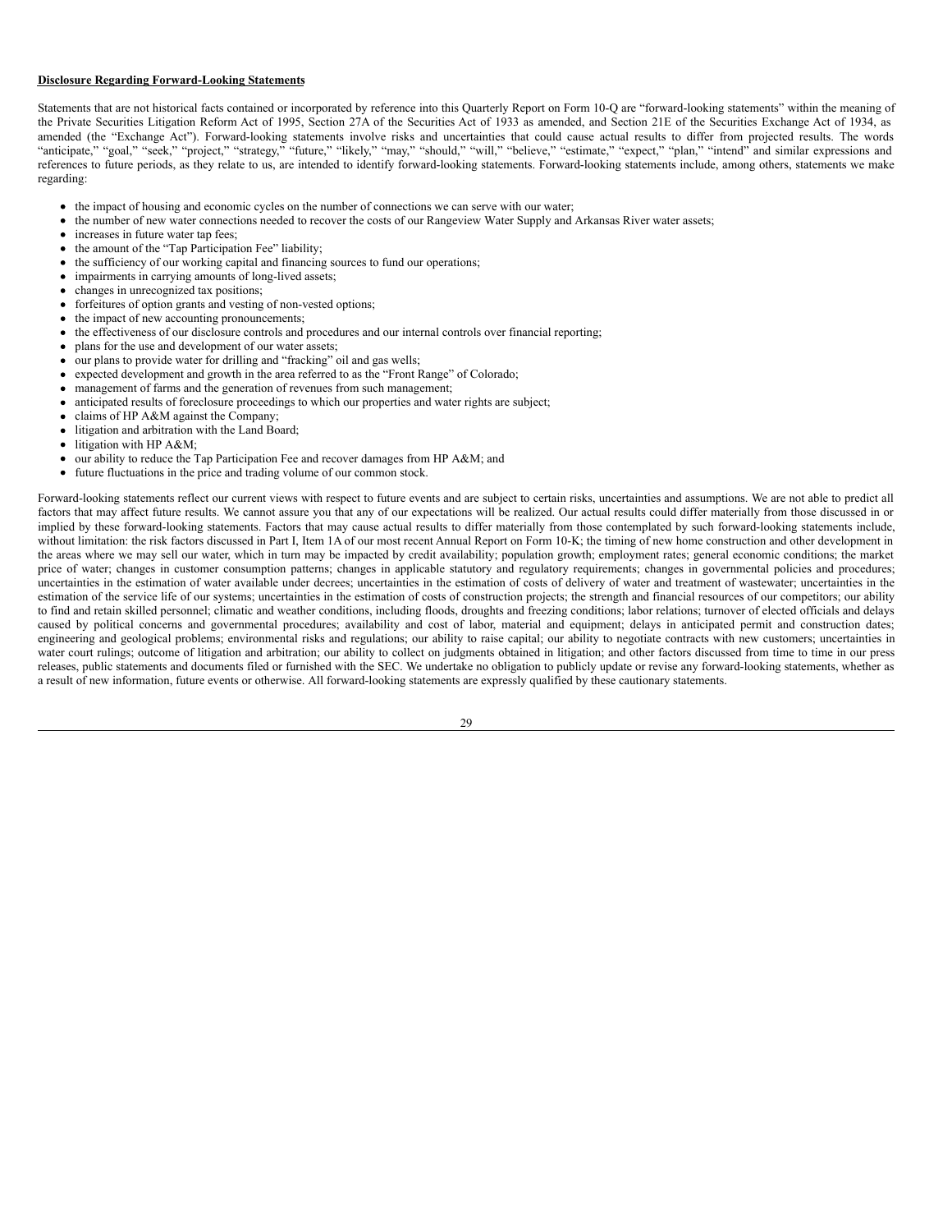**Disclosure Regarding Forward-Looking Statements**

Statements that are not historical facts contained or incorporated by reference into this Quarterly Report on Form 10-Q are "forward-looking statements" within the meaning of the Private Securities Litigation Reform Act of 1995, Section 27A of the Securities Act of 1933 as amended, and Section 21E of the Securities Exchange Act of 1934, as amended (the "Exchange Act"). Forward-looking statements involve risks and uncertainties that could cause actual results to differ from projected results. The words "anticipate," "goal," "seek," "project," "strategy," "future," "likely," "may," "should," "will," "believe," "estimate," "expect," "plan," "intend" and similar expressions and references to future periods, as they relate to us, are intended to identify forward-looking statements. Forward-looking statements include, among others, statements we make regarding:

- the impact of housing and economic cycles on the number of connections we can serve with our water;
- the number of new water connections needed to recover the costs of our Rangeview Water Supply and Arkansas River water assets;
- increases in future water tap fees;
- the amount of the "Tap Participation Fee" liability;
- the sufficiency of our working capital and financing sources to fund our operations;
- impairments in carrying amounts of long-lived assets;
- changes in unrecognized tax positions;
- forfeitures of option grants and vesting of non-vested options;
- the impact of new accounting pronouncements;
- the effectiveness of our disclosure controls and procedures and our internal controls over financial reporting;
- plans for the use and development of our water assets;
- our plans to provide water for drilling and "fracking" oil and gas wells;
- expected development and growth in the area referred to as the "Front Range" of Colorado;
- management of farms and the generation of revenues from such management;
- anticipated results of foreclosure proceedings to which our properties and water rights are subject;
- claims of HP A&M against the Company;
- litigation and arbitration with the Land Board;
- litigation with HP A&M;
- our ability to reduce the Tap Participation Fee and recover damages from HP A&M; and
- future fluctuations in the price and trading volume of our common stock.

Forward-looking statements reflect our current views with respect to future events and are subject to certain risks, uncertainties and assumptions. We are not able to predict all factors that may affect future results. We cannot assure you that any of our expectations will be realized. Our actual results could differ materially from those discussed in or implied by these forward-looking statements. Factors that may cause actual results to differ materially from those contemplated by such forward-looking statements include, without limitation: the risk factors discussed in Part I, Item 1A of our most recent Annual Report on Form 10-K; the timing of new home construction and other development in the areas where we may sell our water, which in turn may be impacted by credit availability; population growth; employment rates; general economic conditions; the market price of water; changes in customer consumption patterns; changes in applicable statutory and regulatory requirements; changes in governmental policies and procedures; uncertainties in the estimation of water available under decrees; uncertainties in the estimation of costs of delivery of water and treatment of wastewater; uncertainties in the estimation of the service life of our systems; uncertainties in the estimation of costs of construction projects; the strength and financial resources of our competitors; our ability to find and retain skilled personnel; climatic and weather conditions, including floods, droughts and freezing conditions; labor relations; turnover of elected officials and delays caused by political concerns and governmental procedures; availability and cost of labor, material and equipment; delays in anticipated permit and construction dates; engineering and geological problems; environmental risks and regulations; our ability to raise capital; our ability to negotiate contracts with new customers; uncertainties in water court rulings; outcome of litigation and arbitration; our ability to collect on judgments obtained in litigation; and other factors discussed from time to time in our press releases, public statements and documents filed or furnished with the SEC. We undertake no obligation to publicly update or revise any forward-looking statements, whether as a result of new information, future events or otherwise. All forward-looking statements are expressly qualified by these cautionary statements.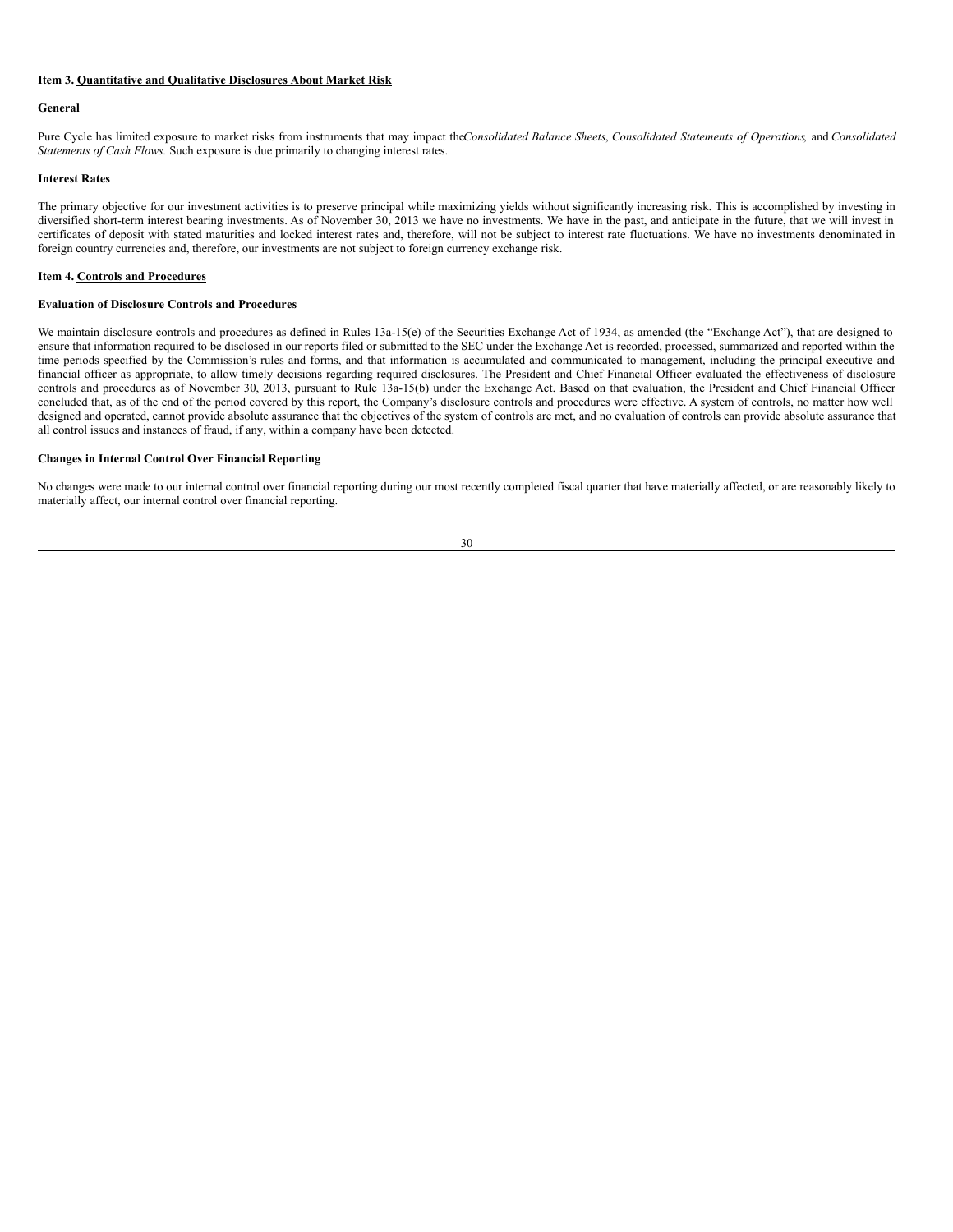**Item 3. <u>Quantitative and Qualitative Disclosures About Market Risk</u>**

**General**

Pure Cycle has limited exposure to market risks from instruments that may impact the *Consolidated Balance Sheets*, *Consolidated Statements of Operations*, and *Consolidated Statements of Cash Flows.* Such exposure is due primarily to changing interest rates.

**Interest Rates**

The primary objective for our investment activities is to preserve principal while maximizing yields without significantly increasing risk. This is accomplished by investing in diversified short-term interest bearing investments. As of November 30, 2013 we have no investments. We have in the past, and anticipate in the future, that we will invest in certificates of deposit with stated maturities and locked interest rates and, therefore, will not be subject to interest rate fluctuations. We have no investments denominated in foreign country currencies and, therefore, our investments are not subject to foreign currency exchange risk.

**Item 4. <u>Controls and Procedures</u>**

**Evaluation of Disclosure Controls and Procedures**

We maintain disclosure controls and procedures as defined in Rules 13a-15(e) of the Securities Exchange Act of 1934, as amended (the "Exchange Act"), that are designed to ensure that information required to be disclosed in our reports filed or submitted to the SEC under the Exchange Act is recorded, processed, summarized and reported within the time periods specified by the Commission's rules and forms, and that information is accumulated and communicated to management, including the principal executive and financial officer as appropriate, to allow timely decisions regarding required disclosures. The President and Chief Financial Officer evaluated the effectiveness of disclosure controls and procedures as of November 30, 2013, pursuant to Rule 13a-15(b) under the Exchange Act. Based on that evaluation, the President and Chief Financial Officer concluded that, as of the end of the period covered by this report, the Company's disclosure controls and procedures were effective. A system of controls, no matter how well designed and operated, cannot provide absolute assurance that the objectives of the system of controls are met, and no evaluation of controls can provide absolute assurance that all control issues and instances of fraud, if any, within a company have been detected.

**Changes in Internal Control Over Financial Reporting**

No changes were made to our internal control over financial reporting during our most recently completed fiscal quarter that have materially affected, or are reasonably likely to materially affect, our internal control over financial reporting.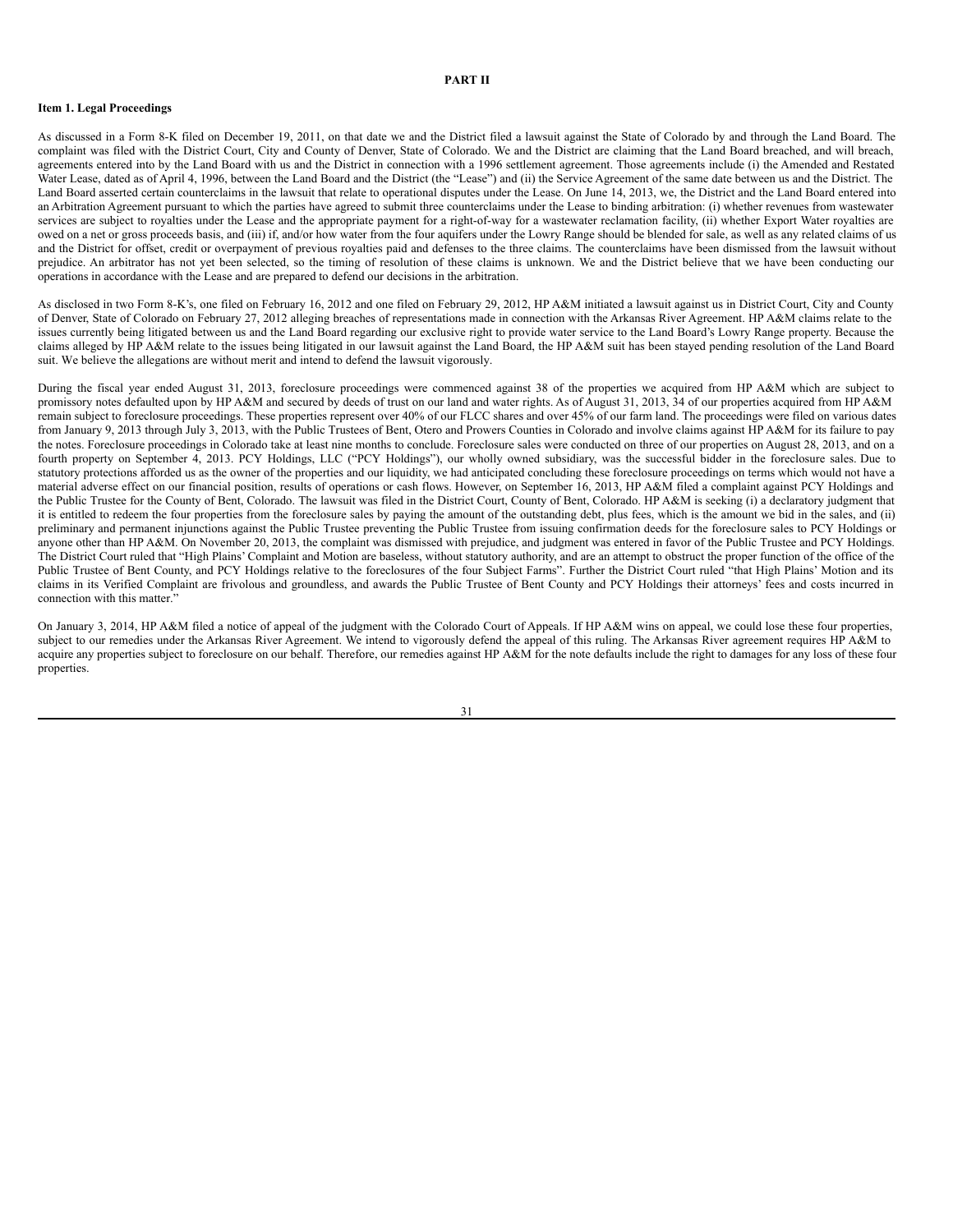# PART II

**Item 1. Legal Proceedings**

As discussed in a Form 8-K filed on December 19, 2011, on that date we and the District filed a lawsuit against the State of Colorado by and through the Land Board. The complaint was filed with the District Court, City and County of Denver, State of Colorado. We and the District are claiming that the Land Board breached, and will breach, agreements entered into by the Land Board with us and the District in connection with a 1996 settlement agreement. Those agreements include (i) the Amended and Restated Water Lease, dated as of April 4, 1996, between the Land Board and the District (the "Lease") and (ii) the Service Agreement of the same date between us and the District. The Land Board asserted certain counterclaims in the lawsuit that relate to operational disputes under the Lease. On June 14, 2013, we, the District and the Land Board entered into an Arbitration Agreement pursuant to which the parties have agreed to submit three counterclaims under the Lease to binding arbitration: (i) whether revenues from wastewater services are subject to royalties under the Lease and the appropriate payment for a right-of-way for a wastewater reclamation facility, (ii) whether Export Water royalties are owed on a net or gross proceeds basis, and (iii) if, and/or how water from the four aquifers under the Lowry Range should be blended for sale, as well as any related claims of us and the District for offset, credit or overpayment of previous royalties paid and defenses to the three claims. The counterclaims have been dismissed from the lawsuit without prejudice. An arbitrator has not yet been selected, so the timing of resolution of these claims is unknown. We and the District believe that we have been conducting our operations in accordance with the Lease and are prepared to defend our decisions in the arbitration.

As disclosed in two Form 8-K's, one filed on February 16, 2012 and one filed on February 29, 2012, HP A&M initiated a lawsuit against us in District Court, City and County of Denver, State of Colorado on February 27, 2012 alleging breaches of representations made in connection with the Arkansas River Agreement. HP A&M claims relate to the issues currently being litigated between us and the Land Board regarding our exclusive right to provide water service to the Land Board's Lowry Range property. Because the claims alleged by HP A&M relate to the issues being litigated in our lawsuit against the Land Board, the HP A&M suit has been stayed pending resolution of the Land Board suit. We believe the allegations are without merit and intend to defend the lawsuit vigorously.

During the fiscal year ended August 31, 2013, foreclosure proceedings were commenced against 38 of the properties we acquired from HP A&M which are subject to promissory notes defaulted upon by HP A&M and secured by deeds of trust on our land and water rights. As of August 31, 2013, 34 of our properties acquired from HP A&M remain subject to foreclosure proceedings. These properties represent over 40% of our FLCC shares and over 45% of our farm land. The proceedings were filed on various dates from January 9, 2013 through July 3, 2013, with the Public Trustees of Bent, Otero and Prowers Counties in Colorado and involve claims against HP A&M for its failure to pay the notes. Foreclosure proceedings in Colorado take at least nine months to conclude. Foreclosure sales were conducted on three of our properties on August 28, 2013, and on a fourth property on September 4, 2013. PCY Holdings, LLC ("PCY Holdings"), our wholly owned subsidiary, was the successful bidder in the foreclosure sales. Due to statutory protections afforded us as the owner of the properties and our liquidity, we had anticipated concluding these foreclosure proceedings on terms which would not have a material adverse effect on our financial position, results of operations or cash flows. However, on September 16, 2013, HP A&M filed a complaint against PCY Holdings and the Public Trustee for the County of Bent, Colorado. The lawsuit was filed in the District Court, County of Bent, Colorado. HP A&M is seeking (i) a declaratory judgment that it is entitled to redeem the four properties from the foreclosure sales by paying the amount of the outstanding debt, plus fees, which is the amount we bid in the sales, and (ii) preliminary and permanent injunctions against the Public Trustee preventing the Public Trustee from issuing confirmation deeds for the foreclosure sales to PCY Holdings or anyone other than HP A&M. On November 20, 2013, the complaint was dismissed with prejudice, and judgment was entered in favor of the Public Trustee and PCY Holdings. The District Court ruled that "High Plains' Complaint and Motion are baseless, without statutory authority, and are an attempt to obstruct the proper function of the office of the Public Trustee of Bent County, and PCY Holdings relative to the foreclosures of the four Subject Farms". Further the District Court ruled "that High Plains' Motion and its claims in its Verified Complaint are frivolous and groundless, and awards the Public Trustee of Bent County and PCY Holdings their attorneys' fees and costs incurred in connection with this matter."

On January 3, 2014, HP A&M filed a notice of appeal of the judgment with the Colorado Court of Appeals. If HP A&M wins on appeal, we could lose these four properties, subject to our remedies under the Arkansas River Agreement. We intend to vigorously defend the appeal of this ruling. The Arkansas River agreement requires HP A&M to acquire any properties subject to foreclosure on our behalf. Therefore, our remedies against HP A&M for the note defaults include the right to damages for any loss of these four properties.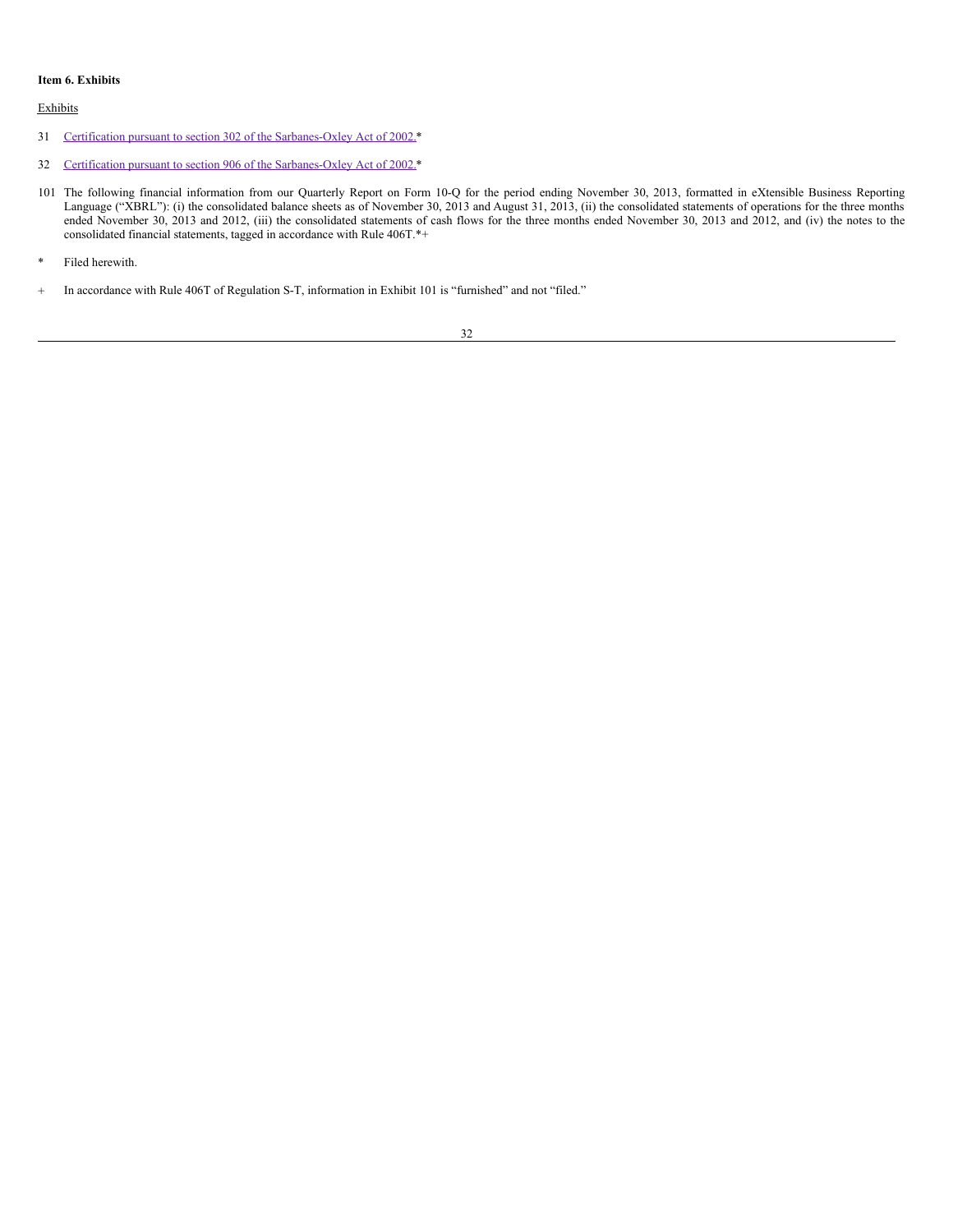**Item 6. Exhibits**

Exhibits

31 Certification pursuant to section 302 of the Sarbanes-Oxley Act of 2002.*

32 Certification pursuant to section 906 of the Sarbanes-Oxley Act of 2002.*

101 The following financial information from our Quarterly Report on Form 10-Q for the period ending November 30, 2013, formatted in eXtensible Business Reporting Language ("XBRL"): (i) the consolidated balance sheets as of November 30, 2013 and August 31, 2013, (ii) the consolidated statements of operations for the three months ended November 30, 2013 and 2012, (iii) the consolidated statements of cash flows for the three months ended November 30, 2013 and 2012, and (iv) the notes to the consolidated financial statements, tagged in accordance with Rule 406T.*+

\* Filed herewith.

\+ In accordance with Rule 406T of Regulation S-T, information in Exhibit 101 is "furnished" and not "filed."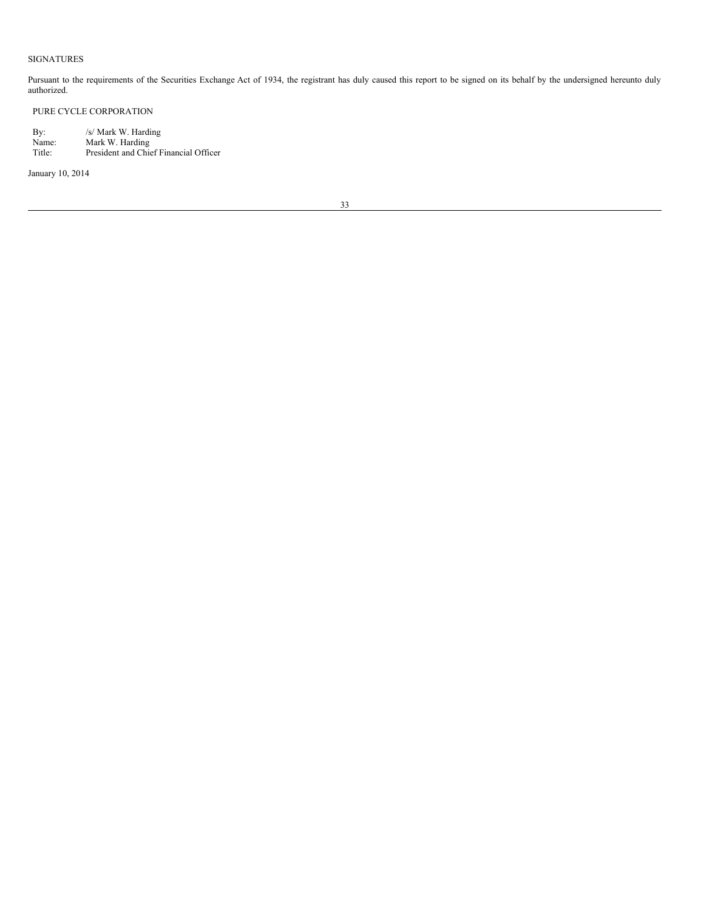SIGNATURES

Pursuant to the requirements of the Securities Exchange Act of 1934, the registrant has duly caused this report to be signed on its behalf by the undersigned hereunto duly authorized.

PURE CYCLE CORPORATION

| | |
|---|---|
| By: | /s/ Mark W. Harding |
| Name: | Mark W. Harding |
| Title: | President and Chief Financial Officer |

January 10, 2014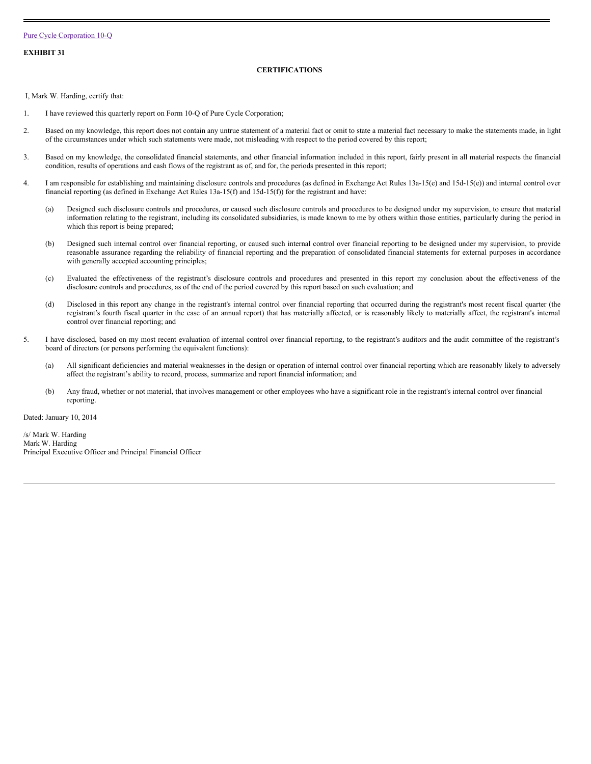Pure Cycle Corporation 10-Q

**EXHIBIT 31**

**CERTIFICATIONS**

I, Mark W. Harding, certify that:

1. I have reviewed this quarterly report on Form 10-Q of Pure Cycle Corporation;

2. Based on my knowledge, this report does not contain any untrue statement of a material fact or omit to state a material fact necessary to make the statements made, in light of the circumstances under which such statements were made, not misleading with respect to the period covered by this report;

3. Based on my knowledge, the consolidated financial statements, and other financial information included in this report, fairly present in all material respects the financial condition, results of operations and cash flows of the registrant as of, and for, the periods presented in this report;

4. I am responsible for establishing and maintaining disclosure controls and procedures (as defined in Exchange Act Rules 13a-15(e) and 15d-15(e)) and internal control over financial reporting (as defined in Exchange Act Rules 13a-15(f) and 15d-15(f)) for the registrant and have:

   (a) Designed such disclosure controls and procedures, or caused such disclosure controls and procedures to be designed under my supervision, to ensure that material information relating to the registrant, including its consolidated subsidiaries, is made known to me by others within those entities, particularly during the period in which this report is being prepared;

   (b) Designed such internal control over financial reporting, or caused such internal control over financial reporting to be designed under my supervision, to provide reasonable assurance regarding the reliability of financial reporting and the preparation of consolidated financial statements for external purposes in accordance with generally accepted accounting principles;

   (c) Evaluated the effectiveness of the registrant's disclosure controls and procedures and presented in this report my conclusion about the effectiveness of the disclosure controls and procedures, as of the end of the period covered by this report based on such evaluation; and

   (d) Disclosed in this report any change in the registrant's internal control over financial reporting that occurred during the registrant's most recent fiscal quarter (the registrant's fourth fiscal quarter in the case of an annual report) that has materially affected, or is reasonably likely to materially affect, the registrant's internal control over financial reporting; and

5. I have disclosed, based on my most recent evaluation of internal control over financial reporting, to the registrant's auditors and the audit committee of the registrant's board of directors (or persons performing the equivalent functions):

   (a) All significant deficiencies and material weaknesses in the design or operation of internal control over financial reporting which are reasonably likely to adversely affect the registrant's ability to record, process, summarize and report financial information; and

   (b) Any fraud, whether or not material, that involves management or other employees who have a significant role in the registrant's internal control over financial reporting.

Dated: January 10, 2014

/s/ Mark W. Harding
Mark W. Harding
Principal Executive Officer and Principal Financial Officer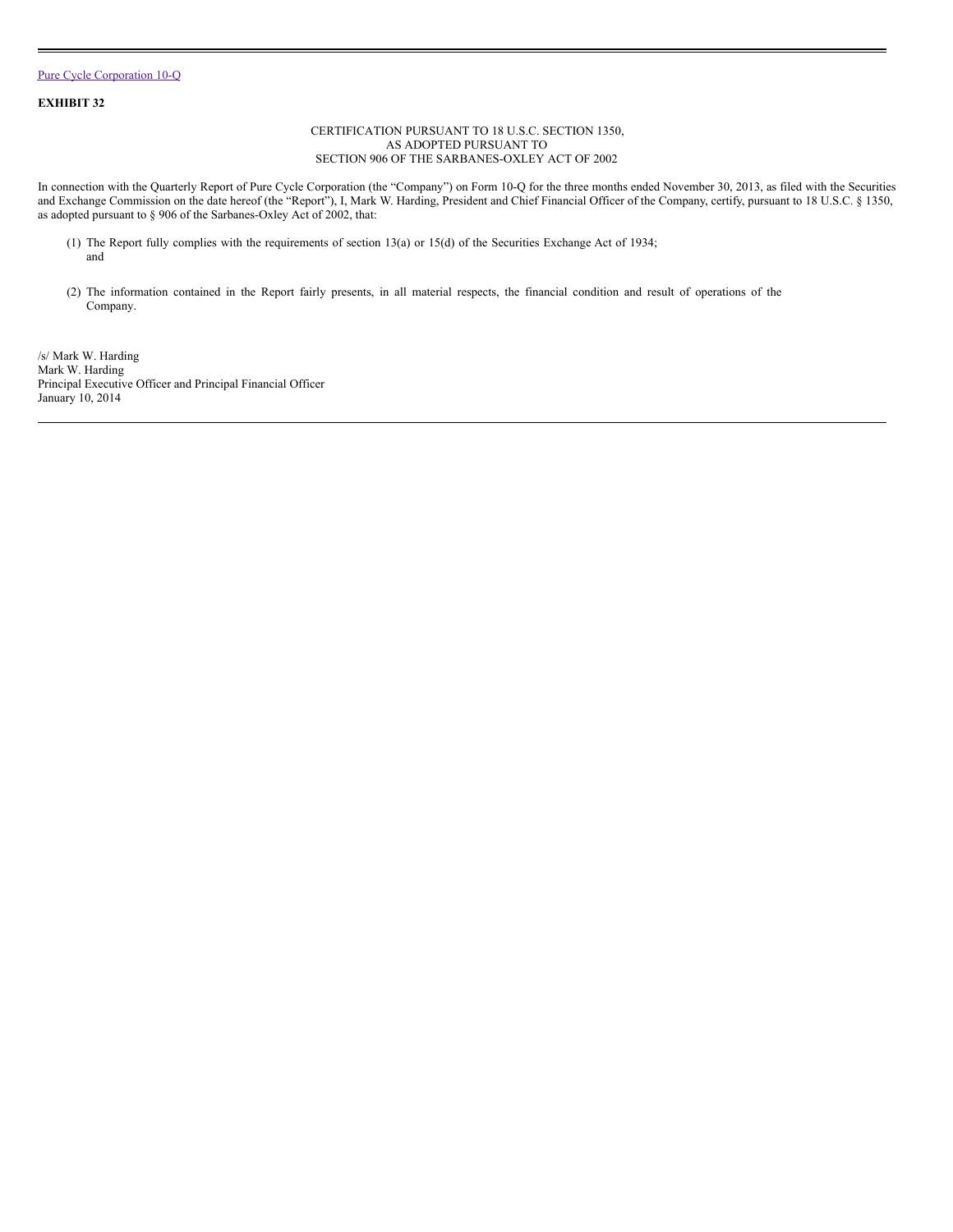Pure Cycle Corporation 10-Q

**EXHIBIT 32**

CERTIFICATION PURSUANT TO 18 U.S.C. SECTION 1350,
AS ADOPTED PURSUANT TO
SECTION 906 OF THE SARBANES-OXLEY ACT OF 2002

In connection with the Quarterly Report of Pure Cycle Corporation (the "Company") on Form 10-Q for the three months ended November 30, 2013, as filed with the Securities and Exchange Commission on the date hereof (the "Report"), I, Mark W. Harding, President and Chief Financial Officer of the Company, certify, pursuant to 18 U.S.C. § 1350, as adopted pursuant to § 906 of the Sarbanes-Oxley Act of 2002, that:

(1) The Report fully complies with the requirements of section 13(a) or 15(d) of the Securities Exchange Act of 1934; and

(2) The information contained in the Report fairly presents, in all material respects, the financial condition and result of operations of the Company.

/s/ Mark W. Harding
Mark W. Harding
Principal Executive Officer and Principal Financial Officer
January 10, 2014